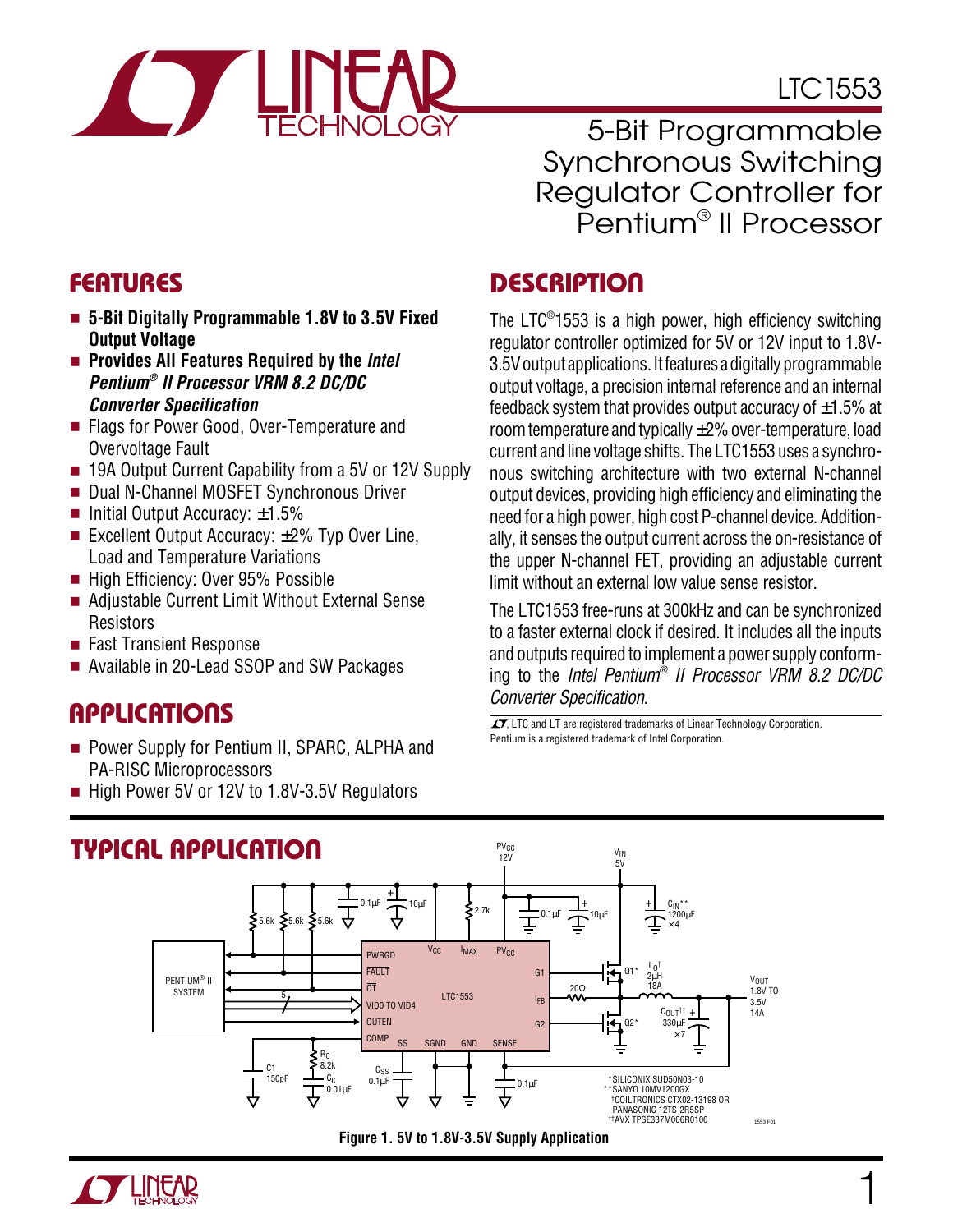# LTC1553

## 5-Bit Programmable Synchronous Switching Regulator Controller for Pentium® II Processor

## FEATURES

- **5-Bit Digitally Programmable 1.8V to 3.5V Fixed Output Voltage**
- **Provides All Features Required by the *Intel Pentium® II Processor VRM 8.2 DC/DC Converter Specification***
- Flags for Power Good, Over-Temperature and Overvoltage Fault
- 19A Output Current Capability from a 5V or 12V Supply
- Dual N-Channel MOSFET Synchronous Driver
- Initial Output Accuracy: ±1.5%
- Excellent Output Accuracy: ±2% Typ Over Line, Load and Temperature Variations
- High Efficiency: Over 95% Possible
- Adjustable Current Limit Without External Sense Resistors
- Fast Transient Response
- Available in 20-Lead SSOP and SW Packages

## APPLICATIONS

- Power Supply for Pentium II, SPARC, ALPHA and PA-RISC Microprocessors
- High Power 5V or 12V to 1.8V-3.5V Regulators

## DESCRIPTION

The LTC®1553 is a high power, high efficiency switching regulator controller optimized for 5V or 12V input to 1.8V-3.5V output applications. It features a digitally programmable output voltage, a precision internal reference and an internal feedback system that provides output accuracy of ±1.5% at room temperature and typically ±2% over-temperature, load current and line voltage shifts. The LTC1553 uses a synchronous switching architecture with two external N-channel output devices, providing high efficiency and eliminating the need for a high power, high cost P-channel device. Additionally, it senses the output current across the on-resistance of the upper N-channel FET, providing an adjustable current limit without an external low value sense resistor.

The LTC1553 free-runs at 300kHz and can be synchronized to a faster external clock if desired. It includes all the inputs and outputs required to implement a power supply conforming to the *Intel Pentium® II Processor VRM 8.2 DC/DC Converter Specification*.

LTC and LT are registered trademarks of Linear Technology Corporation.
Pentium is a registered trademark of Intel Corporation.

## TYPICAL APPLICATION

*SILICONIX SUD50N03-10
**SANYO 10MV1200GX
†COILTRONICS CTX02-13198 OR PANASONIC 12TS-2R5SP
††AVX TPSE337M006R0100

Figure 1. 5V to 1.8V-3.5V Supply Application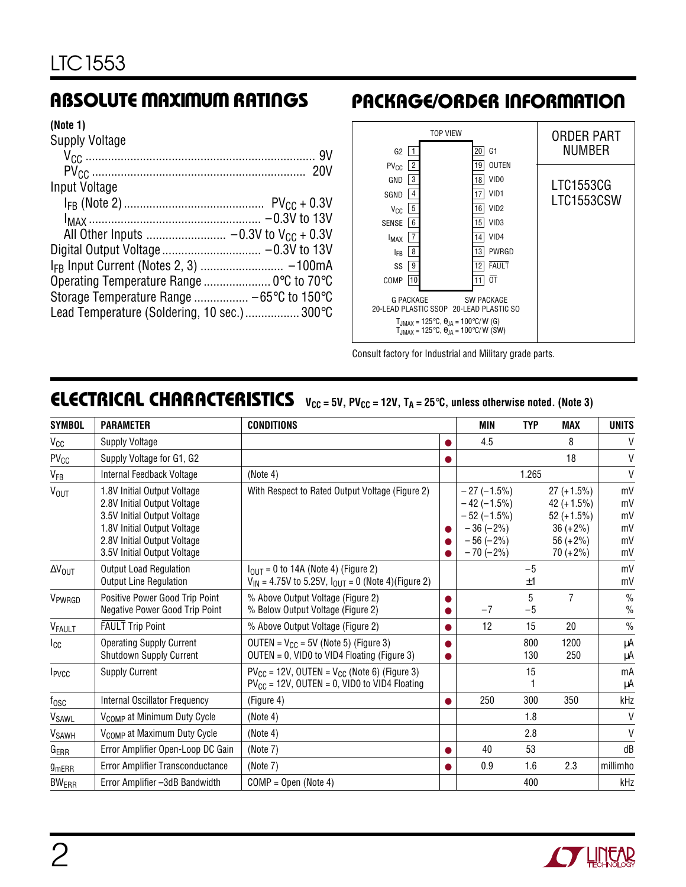## ABSOLUTE MAXIMUM RATINGS

(Note 1)

Supply Voltage
- $V_{CC}$ .................................... 9V
- $PV_{CC}$ .................................... 20V

Input Voltage
- $I_{FB}$ (Note 2) .................... $PV_{CC}$ + 0.3V
- $I_{MAX}$ .................................... –0.3V to 13V
- All Other Inputs .................... –0.3V to $V_{CC}$ + 0.3V

Digital Output Voltage .................... –0.3V to 13V
$I_{FB}$ Input Current (Notes 2, 3) .................... –100mA
Operating Temperature Range .................... 0°C to 70°C
Storage Temperature Range .................... –65°C to 150°C
Lead Temperature (Soldering, 10 sec.) .................... 300°C

## PACKAGE/ORDER INFORMATION

TOP VIEW

| Pin | Name | Pin | Name |
|---|---|---|---|
| 1 | G2 | 20 | G1 |
| 2 | $PV_{CC}$ | 19 | OUTEN |
| 3 | GND | 18 | VID0 |
| 4 | SGND | 17 | VID1 |
| 5 | $V_{CC}$ | 16 | VID2 |
| 6 | SENSE | 15 | VID3 |
| 7 | $I_{MAX}$ | 14 | VID4 |
| 8 | $I_{FB}$ | 13 | PWRGD |
| 9 | SS | 12 | $\overline{FAULT}$ |
| 10 | COMP | 11 | $\overline{OT}$ |

G PACKAGE 20-LEAD PLASTIC SSOP    SW PACKAGE 20-LEAD PLASTIC SO

$T_{JMAX}$ = 125°C, $\theta_{JA}$ = 100°C/W (G)
$T_{JMAX}$ = 125°C, $\theta_{JA}$ = 100°C/W (SW)

| ORDER PART NUMBER |
|---|
| LTC1553CG |
| LTC1553CSW |

Consult factory for Industrial and Military grade parts.

## ELECTRICAL CHARACTERISTICS

$V_{CC}$ = 5V, $PV_{CC}$ = 12V, $T_A$ = 25°C, unless otherwise noted. (Note 3)

| SYMBOL | PARAMETER | CONDITIONS | | MIN | TYP | MAX | UNITS |
|---|---|---|---|---|---|---|---|
| $V_{CC}$ | Supply Voltage | | ● | 4.5 | | 8 | V |
| $PV_{CC}$ | Supply Voltage for G1, G2 | | ● | | | 18 | V |
| $V_{FB}$ | Internal Feedback Voltage | (Note 4) | | | 1.265 | | V |
| $V_{OUT}$ | 1.8V Initial Output Voltage<br>2.8V Initial Output Voltage<br>3.5V Initial Output Voltage<br>1.8V Initial Output Voltage<br>2.8V Initial Output Voltage<br>3.5V Initial Output Voltage | With Respect to Rated Output Voltage (Figure 2) | <br><br><br>●<br>●<br>● | –27 (–1.5%)<br>–42 (–1.5%)<br>–52 (–1.5%)<br>–36 (–2%)<br>–56 (–2%)<br>–70 (–2%) | | 27 (+1.5%)<br>42 (+1.5%)<br>52 (+1.5%)<br>36 (+2%)<br>56 (+2%)<br>70 (+2%) | mV<br>mV<br>mV<br>mV<br>mV<br>mV |
| $\Delta V_{OUT}$ | Output Load Regulation<br>Output Line Regulation | $I_{OUT}$ = 0 to 14A (Note 4) (Figure 2)<br>$V_{IN}$ = 4.75V to 5.25V, $I_{OUT}$ = 0 (Note 4)(Figure 2) | | | –5<br>±1 | | mV<br>mV |
| $V_{PWRGD}$ | Positive Power Good Trip Point<br>Negative Power Good Trip Point | % Above Output Voltage (Figure 2)<br>% Below Output Voltage (Figure 2) | ●<br>● | <br>–7 | 5<br>–5 | 7 | %<br>% |
| $V_{FAULT}$ | $\overline{FAULT}$ Trip Point | % Above Output Voltage (Figure 2) | ● | 12 | 15 | 20 | % |
| $I_{CC}$ | Operating Supply Current<br>Shutdown Supply Current | OUTEN = $V_{CC}$ = 5V (Note 5) (Figure 3)<br>OUTEN = 0, VID0 to VID4 Floating (Figure 3) | ●<br>● | | 800<br>130 | 1200<br>250 | µA<br>µA |
| $I_{PVCC}$ | Supply Current | $PV_{CC}$ = 12V, OUTEN = $V_{CC}$ (Note 6) (Figure 3)<br>$PV_{CC}$ = 12V, OUTEN = 0, VID0 to VID4 Floating | | | 15<br>1 | | mA<br>µA |
| $f_{OSC}$ | Internal Oscillator Frequency | (Figure 4) | ● | 250 | 300 | 350 | kHz |
| $V_{SAWL}$ | $V_{COMP}$ at Minimum Duty Cycle | (Note 4) | | | 1.8 | | V |
| $V_{SAWH}$ | $V_{COMP}$ at Maximum Duty Cycle | (Note 4) | | | 2.8 | | V |
| $G_{ERR}$ | Error Amplifier Open-Loop DC Gain | (Note 7) | ● | 40 | 53 | | dB |
| $g_{mERR}$ | Error Amplifier Transconductance | (Note 7) | ● | 0.9 | 1.6 | 2.3 | millimho |
| $BW_{ERR}$ | Error Amplifier –3dB Bandwidth | COMP = Open (Note 4) | | | 400 | | kHz |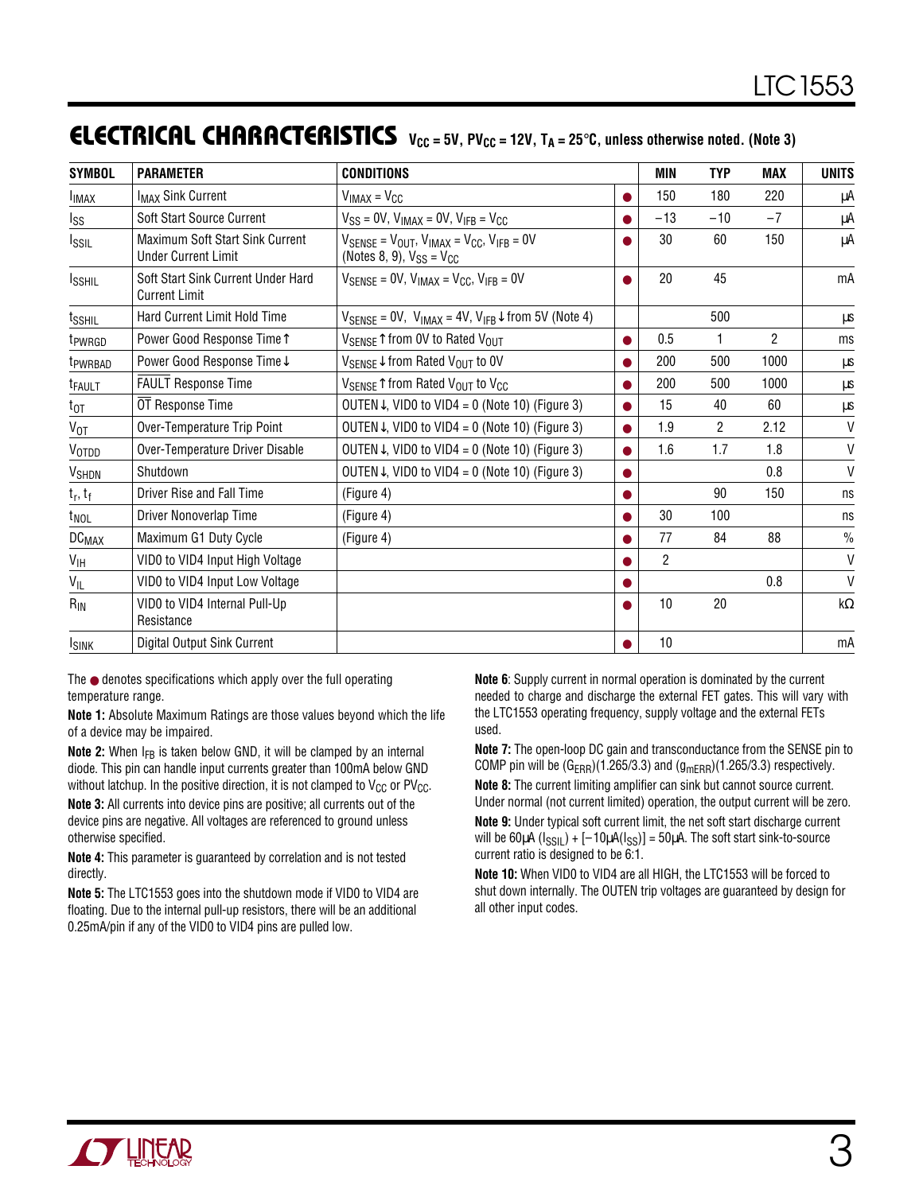## ELECTRICAL CHARACTERISTICS $V_{CC}$ = 5V, $PV_{CC}$ = 12V, $T_A$ = 25°C, unless otherwise noted. (Note 3)

| SYMBOL | PARAMETER | CONDITIONS | | MIN | TYP | MAX | UNITS |
|---|---|---|---|---|---|---|---|
| $I_{IMAX}$ | $I_{MAX}$ Sink Current | $V_{IMAX} = V_{CC}$ | ● | 150 | 180 | 220 | µA |
| $I_{SS}$ | Soft Start Source Current | $V_{SS}$ = 0V, $V_{IMAX}$ = 0V, $V_{IFB} = V_{CC}$ | ● | –13 | –10 | –7 | µA |
| $I_{SSIL}$ | Maximum Soft Start Sink Current Under Current Limit | $V_{SENSE} = V_{OUT}$, $V_{IMAX} = V_{CC}$, $V_{IFB}$ = 0V (Notes 8, 9), $V_{SS} = V_{CC}$ | ● | 30 | 60 | 150 | µA |
| $I_{SSHIL}$ | Soft Start Sink Current Under Hard Current Limit | $V_{SENSE}$ = 0V, $V_{IMAX} = V_{CC}$, $V_{IFB}$ = 0V | ● | 20 | 45 | | mA |
| $t_{SSHIL}$ | Hard Current Limit Hold Time | $V_{SENSE}$ = 0V, $V_{IMAX}$ = 4V, $V_{IFB}$ ↓ from 5V (Note 4) | | | 500 | | µs |
| $t_{PWRGD}$ | Power Good Response Time ↑ | $V_{SENSE}$ ↑ from 0V to Rated $V_{OUT}$ | ● | 0.5 | 1 | 2 | ms |
| $t_{PWRBAD}$ | Power Good Response Time ↓ | $V_{SENSE}$ ↓ from Rated $V_{OUT}$ to 0V | ● | 200 | 500 | 1000 | µs |
| $t_{FAULT}$ | FAULT Response Time | $V_{SENSE}$ ↑ from Rated $V_{OUT}$ to $V_{CC}$ | ● | 200 | 500 | 1000 | µs |
| $t_{OT}$ | OT Response Time | OUTEN ↓, VID0 to VID4 = 0 (Note 10) (Figure 3) | ● | 15 | 40 | 60 | µs |
| $V_{OT}$ | Over-Temperature Trip Point | OUTEN ↓, VID0 to VID4 = 0 (Note 10) (Figure 3) | ● | 1.9 | 2 | 2.12 | V |
| $V_{OTDD}$ | Over-Temperature Driver Disable | OUTEN ↓, VID0 to VID4 = 0 (Note 10) (Figure 3) | ● | 1.6 | 1.7 | 1.8 | V |
| $V_{SHDN}$ | Shutdown | OUTEN ↓, VID0 to VID4 = 0 (Note 10) (Figure 3) | ● | | | 0.8 | V |
| $t_r$, $t_f$ | Driver Rise and Fall Time | (Figure 4) | ● | | 90 | 150 | ns |
| $t_{NOL}$ | Driver Nonoverlap Time | (Figure 4) | ● | 30 | 100 | | ns |
| $DC_{MAX}$ | Maximum G1 Duty Cycle | (Figure 4) | ● | 77 | 84 | 88 | % |
| $V_{IH}$ | VID0 to VID4 Input High Voltage | | ● | 2 | | | V |
| $V_{IL}$ | VID0 to VID4 Input Low Voltage | | ● | | | 0.8 | V |
| $R_{IN}$ | VID0 to VID4 Internal Pull-Up Resistance | | ● | 10 | 20 | | kΩ |
| $I_{SINK}$ | Digital Output Sink Current | | ● | 10 | | | mA |

The ● denotes specifications which apply over the full operating temperature range.

**Note 1:** Absolute Maximum Ratings are those values beyond which the life of a device may be impaired.

**Note 2:** When $I_{FB}$ is taken below GND, it will be clamped by an internal diode. This pin can handle input currents greater than 100mA below GND without latchup. In the positive direction, it is not clamped to $V_{CC}$ or $PV_{CC}$.

**Note 3:** All currents into device pins are positive; all currents out of the device pins are negative. All voltages are referenced to ground unless otherwise specified.

**Note 4:** This parameter is guaranteed by correlation and is not tested directly.

**Note 5:** The LTC1553 goes into the shutdown mode if VID0 to VID4 are floating. Due to the internal pull-up resistors, there will be an additional 0.25mA/pin if any of the VID0 to VID4 pins are pulled low.

**Note 6**: Supply current in normal operation is dominated by the current needed to charge and discharge the external FET gates. This will vary with the LTC1553 operating frequency, supply voltage and the external FETs used.

**Note 7:** The open-loop DC gain and transconductance from the SENSE pin to COMP pin will be $(G_{ERR})(1.265/3.3)$ and $(g_{mERR})(1.265/3.3)$ respectively.

**Note 8:** The current limiting amplifier can sink but cannot source current. Under normal (not current limited) operation, the output current will be zero.

**Note 9:** Under typical soft current limit, the net soft start discharge current will be 60µA ($I_{SSIL}$) + [–10µA($I_{SS}$)] = 50µA. The soft start sink-to-source current ratio is designed to be 6:1.

**Note 10:** When VID0 to VID4 are all HIGH, the LTC1553 will be forced to shut down internally. The OUTEN trip voltages are guaranteed by design for all other input codes.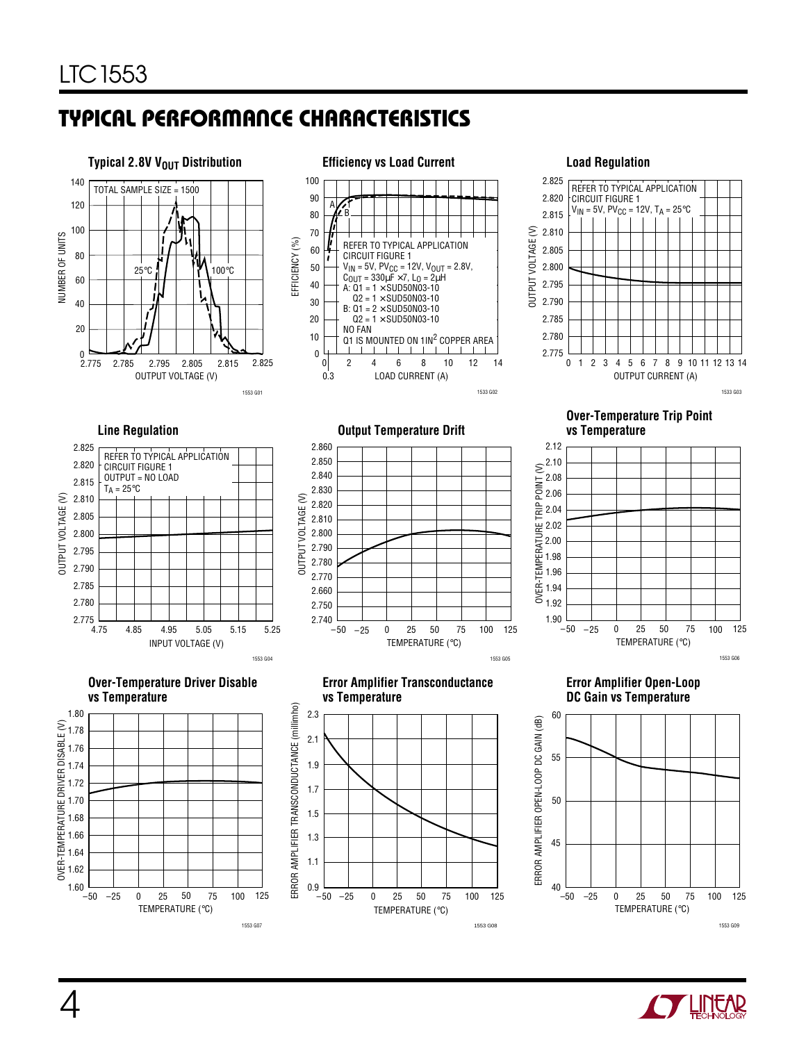## TYPICAL PERFORMANCE CHARACTERISTICS

**Typical 2.8V $V_{OUT}$ Distribution**

TOTAL SAMPLE SIZE = 1500

25°C

100°C

NUMBER OF UNITS

OUTPUT VOLTAGE (V)

1553 G01

**Efficiency vs Load Current**

REFER TO TYPICAL APPLICATION CIRCUIT FIGURE 1
$V_{IN}$ = 5V, $PV_{CC}$ = 12V, $V_{OUT}$ = 2.8V,
$C_{OUT}$ = 330µF ×7, $L_O$ = 2µH
A: Q1 = 1 ×SUD50N03-10
Q2 = 1 ×SUD50N03-10
B: Q1 = 2 ×SUD50N03-10
Q2 = 1 ×SUD50N03-10
NO FAN
Q1 IS MOUNTED ON 1IN² COPPER AREA

EFFICIENCY (%)

LOAD CURRENT (A)

1533 G02

**Load Regulation**

REFER TO TYPICAL APPLICATION CIRCUIT FIGURE 1
$V_{IN}$ = 5V, $PV_{CC}$ = 12V, $T_A$ = 25°C

OUTPUT VOLTAGE (V)

OUTPUT CURRENT (A)

1533 G03

**Line Regulation**

REFER TO TYPICAL APPLICATION CIRCUIT FIGURE 1
OUTPUT = NO LOAD
$T_A$ = 25°C

OUTPUT VOLTAGE (V)

INPUT VOLTAGE (V)

1553 G04

**Output Temperature Drift**

OUTPUT VOLTAGE (V)

TEMPERATURE (°C)

1553 G05

**Over-Temperature Trip Point vs Temperature**

OVER-TEMPERATURE TRIP POINT (V)

TEMPERATURE (°C)

1553 G06

**Over-Temperature Driver Disable vs Temperature**

OVER-TEMPERATURE DRIVER DISABLE (V)

TEMPERATURE (°C)

1553 G07

**Error Amplifier Transconductance vs Temperature**

ERROR AMPLIFIER TRANSCONDUCTANCE (millimho)

TEMPERATURE (°C)

1553 G08

**Error Amplifier Open-Loop DC Gain vs Temperature**

ERROR AMPLIFIER OPEN-LOOP DC GAIN (dB)

TEMPERATURE (°C)

1553 G09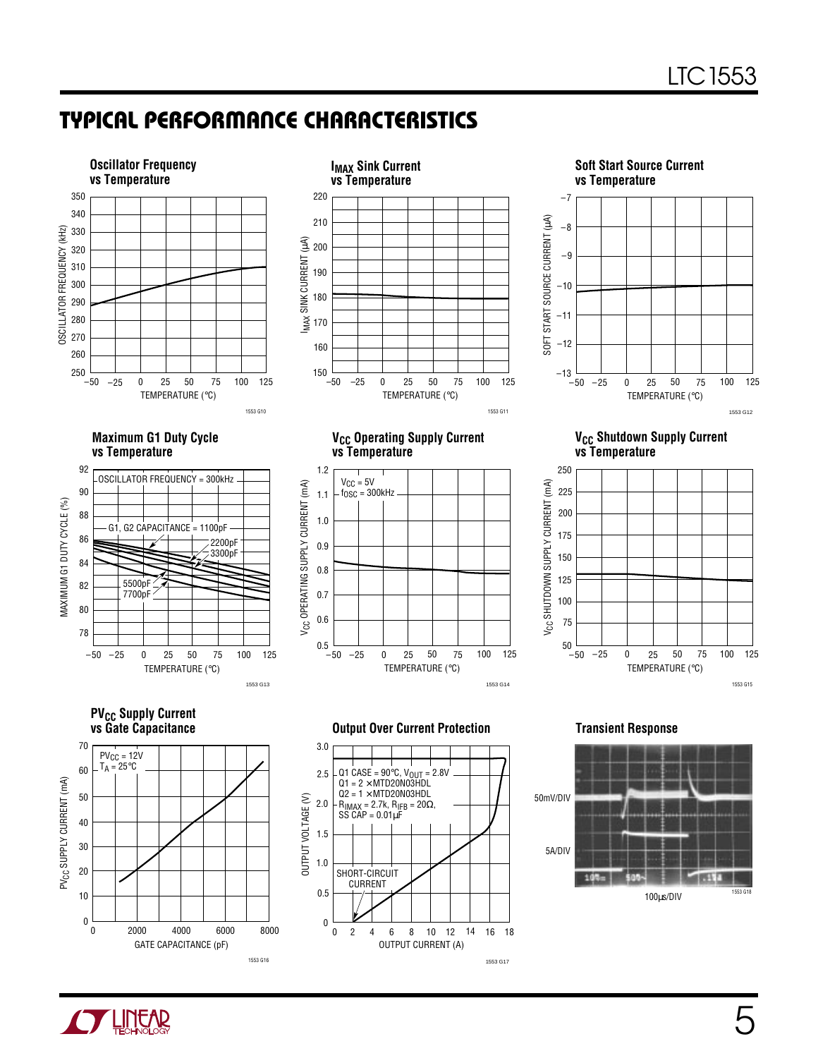## TYPICAL PERFORMANCE CHARACTERISTICS

**Oscillator Frequency vs Temperature**

OSCILLATOR FREQUENCY (kHz) — 250 to 350; TEMPERATURE (°C) — −50 to 125

1553 G10

**$I_{MAX}$ Sink Current vs Temperature**

$I_{MAX}$ SINK CURRENT (µA) — 150 to 220; TEMPERATURE (°C) — −50 to 125

1553 G11

**Soft Start Source Current vs Temperature**

SOFT START SOURCE CURRENT (µA) — −13 to −7; TEMPERATURE (°C) — −50 to 125

1553 G12

**Maximum G1 Duty Cycle vs Temperature**

OSCILLATOR FREQUENCY = 300kHz

G1, G2 CAPACITANCE = 1100pF, 2200pF, 3300pF, 5500pF, 7700pF

MAXIMUM G1 DUTY CYCLE (%) — 78 to 92; TEMPERATURE (°C) — −50 to 125

1553 G13

**$V_{CC}$ Operating Supply Current vs Temperature**

$V_{CC}$ = 5V
$f_{OSC}$ = 300kHz

$V_{CC}$ OPERATING SUPPLY CURRENT (mA) — 0.5 to 1.2; TEMPERATURE (°C) — −50 to 125

1553 G14

**$V_{CC}$ Shutdown Supply Current vs Temperature**

$V_{CC}$ SHUTDOWN SUPPLY CURRENT (mA) — 50 to 250; TEMPERATURE (°C) — −50 to 125

1553 G15

**$PV_{CC}$ Supply Current vs Gate Capacitance**

$PV_{CC}$ = 12V
$T_A$ = 25°C

$PV_{CC}$ SUPPLY CURRENT (mA) — 0 to 70; GATE CAPACITANCE (pF) — 0 to 8000

1553 G16

**Output Over Current Protection**

Q1 CASE = 90°C, $V_{OUT}$ = 2.8V
Q1 = 2 × MTD20N03HDL
Q2 = 1 × MTD20N03HDL
$R_{IMAX}$ = 2.7k, $R_{IFB}$ = 20Ω,
SS CAP = 0.01µF

SHORT-CIRCUIT CURRENT

OUTPUT VOLTAGE (V) — 0 to 3.0; OUTPUT CURRENT (A) — 0 to 18

1553 G17

**Transient Response**

50mV/DIV

5A/DIV

100µs/DIV

1553 G18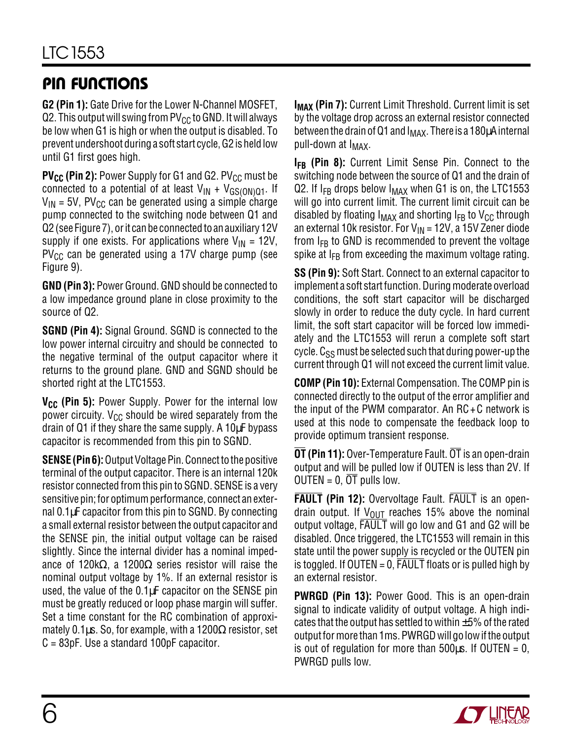## PIN FUNCTIONS

**G2 (Pin 1):** Gate Drive for the Lower N-Channel MOSFET, Q2. This output will swing from $PV_{CC}$ to GND. It will always be low when G1 is high or when the output is disabled. To prevent undershoot during a soft start cycle, G2 is held low until G1 first goes high.

**$PV_{CC}$ (Pin 2):** Power Supply for G1 and G2. $PV_{CC}$ must be connected to a potential of at least $V_{IN} + V_{GS(ON)Q1}$. If $V_{IN}$ = 5V, $PV_{CC}$ can be generated using a simple charge pump connected to the switching node between Q1 and Q2 (see Figure 7), or it can be connected to an auxiliary 12V supply if one exists. For applications where $V_{IN}$ = 12V, $PV_{CC}$ can be generated using a 17V charge pump (see Figure 9).

**GND (Pin 3):** Power Ground. GND should be connected to a low impedance ground plane in close proximity to the source of Q2.

**SGND (Pin 4):** Signal Ground. SGND is connected to the low power internal circuitry and should be connected to the negative terminal of the output capacitor where it returns to the ground plane. GND and SGND should be shorted right at the LTC1553.

**$V_{CC}$ (Pin 5):** Power Supply. Power for the internal low power circuitry. $V_{CC}$ should be wired separately from the drain of Q1 if they share the same supply. A 10µF bypass capacitor is recommended from this pin to SGND.

**SENSE (Pin 6):** Output Voltage Pin. Connect to the positive terminal of the output capacitor. There is an internal 120k resistor connected from this pin to SGND. SENSE is a very sensitive pin; for optimum performance, connect an external 0.1µF capacitor from this pin to SGND. By connecting a small external resistor between the output capacitor and the SENSE pin, the initial output voltage can be raised slightly. Since the internal divider has a nominal impedance of 120kΩ, a 1200Ω series resistor will raise the nominal output voltage by 1%. If an external resistor is used, the value of the 0.1µF capacitor on the SENSE pin must be greatly reduced or loop phase margin will suffer. Set a time constant for the RC combination of approximately 0.1µs. So, for example, with a 1200Ω resistor, set C = 83pF. Use a standard 100pF capacitor.

**$I_{MAX}$ (Pin 7):** Current Limit Threshold. Current limit is set by the voltage drop across an external resistor connected between the drain of Q1 and $I_{MAX}$. There is a 180µA internal pull-down at $I_{MAX}$.

**$I_{FB}$ (Pin 8):** Current Limit Sense Pin. Connect to the switching node between the source of Q1 and the drain of Q2. If $I_{FB}$ drops below $I_{MAX}$ when G1 is on, the LTC1553 will go into current limit. The current limit circuit can be disabled by floating $I_{MAX}$ and shorting $I_{FB}$ to $V_{CC}$ through an external 10k resistor. For $V_{IN}$ = 12V, a 15V Zener diode from $I_{FB}$ to GND is recommended to prevent the voltage spike at $I_{FB}$ from exceeding the maximum voltage rating.

**SS (Pin 9):** Soft Start. Connect to an external capacitor to implement a soft start function. During moderate overload conditions, the soft start capacitor will be discharged slowly in order to reduce the duty cycle. In hard current limit, the soft start capacitor will be forced low immediately and the LTC1553 will rerun a complete soft start cycle. $C_{SS}$ must be selected such that during power-up the current through Q1 will not exceed the current limit value.

**COMP (Pin 10):** External Compensation. The COMP pin is connected directly to the output of the error amplifier and the input of the PWM comparator. An RC + C network is used at this node to compensate the feedback loop to provide optimum transient response.

**$\overline{OT}$ (Pin 11):** Over-Temperature Fault. $\overline{OT}$ is an open-drain output and will be pulled low if OUTEN is less than 2V. If OUTEN = 0, $\overline{OT}$ pulls low.

**$\overline{FAULT}$ (Pin 12):** Overvoltage Fault. $\overline{FAULT}$ is an open-drain output. If $V_{OUT}$ reaches 15% above the nominal output voltage, $\overline{FAULT}$ will go low and G1 and G2 will be disabled. Once triggered, the LTC1553 will remain in this state until the power supply is recycled or the OUTEN pin is toggled. If OUTEN = 0, $\overline{FAULT}$ floats or is pulled high by an external resistor.

**PWRGD (Pin 13):** Power Good. This is an open-drain signal to indicate validity of output voltage. A high indicates that the output has settled to within ±5% of the rated output for more than 1ms. PWRGD will go low if the output is out of regulation for more than 500µs. If OUTEN = 0, PWRGD pulls low.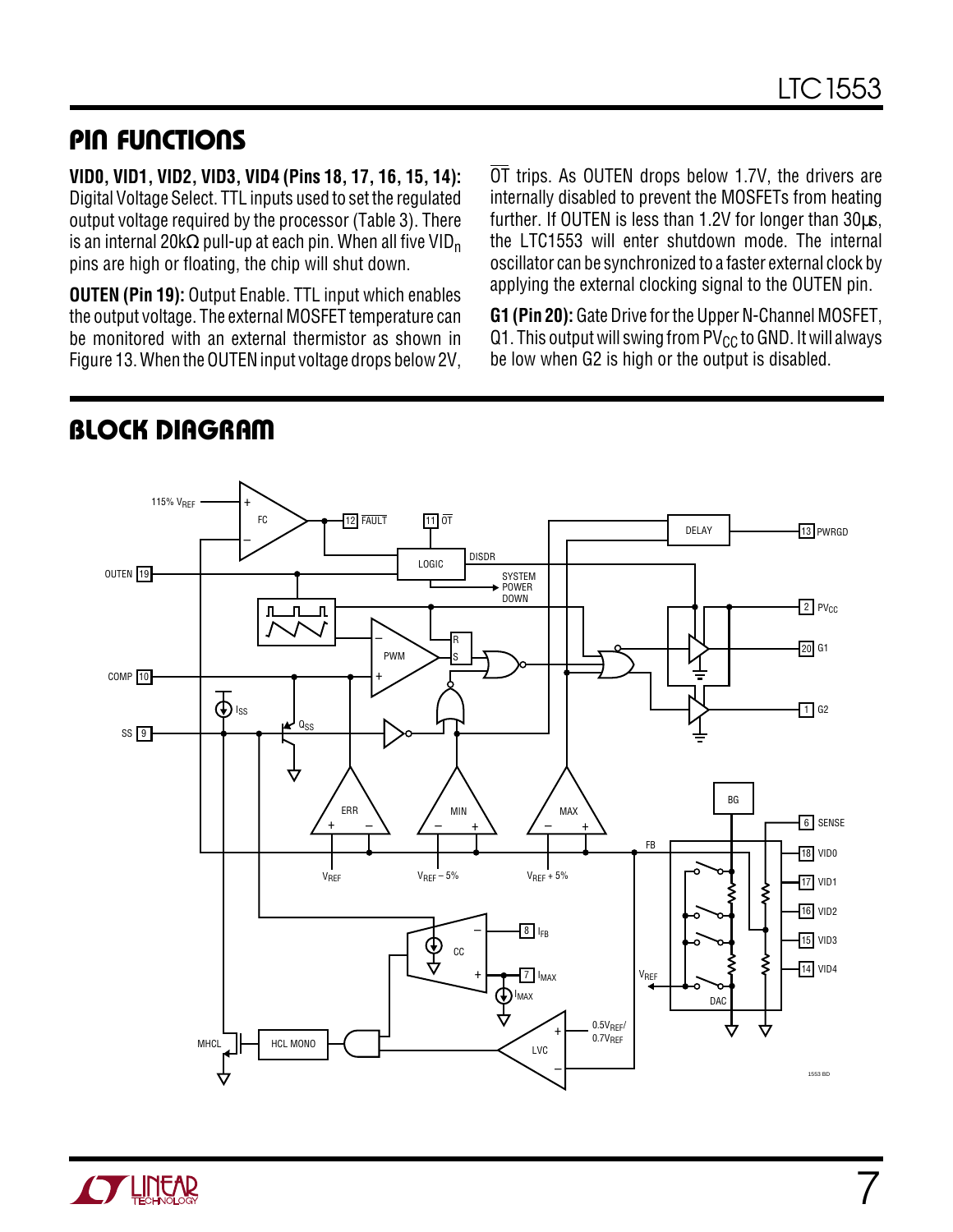## PIN FUNCTIONS

**VID0, VID1, VID2, VID3, VID4 (Pins 18, 17, 16, 15, 14):** Digital Voltage Select. TTL inputs used to set the regulated output voltage required by the processor (Table 3). There is an internal 20kΩ pull-up at each pin. When all five $VID_n$ pins are high or floating, the chip will shut down.

**OUTEN (Pin 19):** Output Enable. TTL input which enables the output voltage. The external MOSFET temperature can be monitored with an external thermistor as shown in Figure 13. When the OUTEN input voltage drops below 2V, $\overline{OT}$ trips. As OUTEN drops below 1.7V, the drivers are internally disabled to prevent the MOSFETs from heating further. If OUTEN is less than 1.2V for longer than 30µs, the LTC1553 will enter shutdown mode. The internal oscillator can be synchronized to a faster external clock by applying the external clocking signal to the OUTEN pin.

**G1 (Pin 20):** Gate Drive for the Upper N-Channel MOSFET, Q1. This output will swing from $PV_{CC}$ to GND. It will always be low when G2 is high or the output is disabled.

## BLOCK DIAGRAM

1553 BD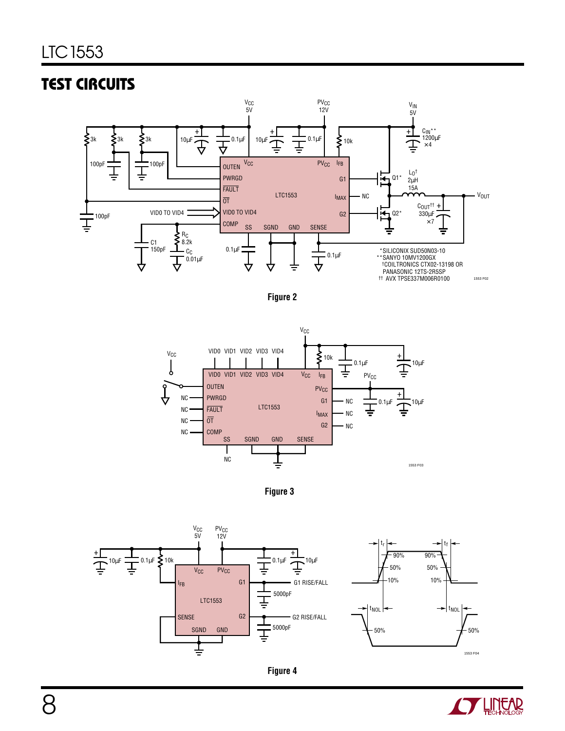## TEST CIRCUITS

*SILICONIX SUD50N03-10
**SANYO 10MV1200GX
†COILTRONICS CTX02-13198 OR PANASONIC 12TS-2R5SP
†† AVX TPSE337M006R0100

**Figure 2**

**Figure 3**

**Figure 4**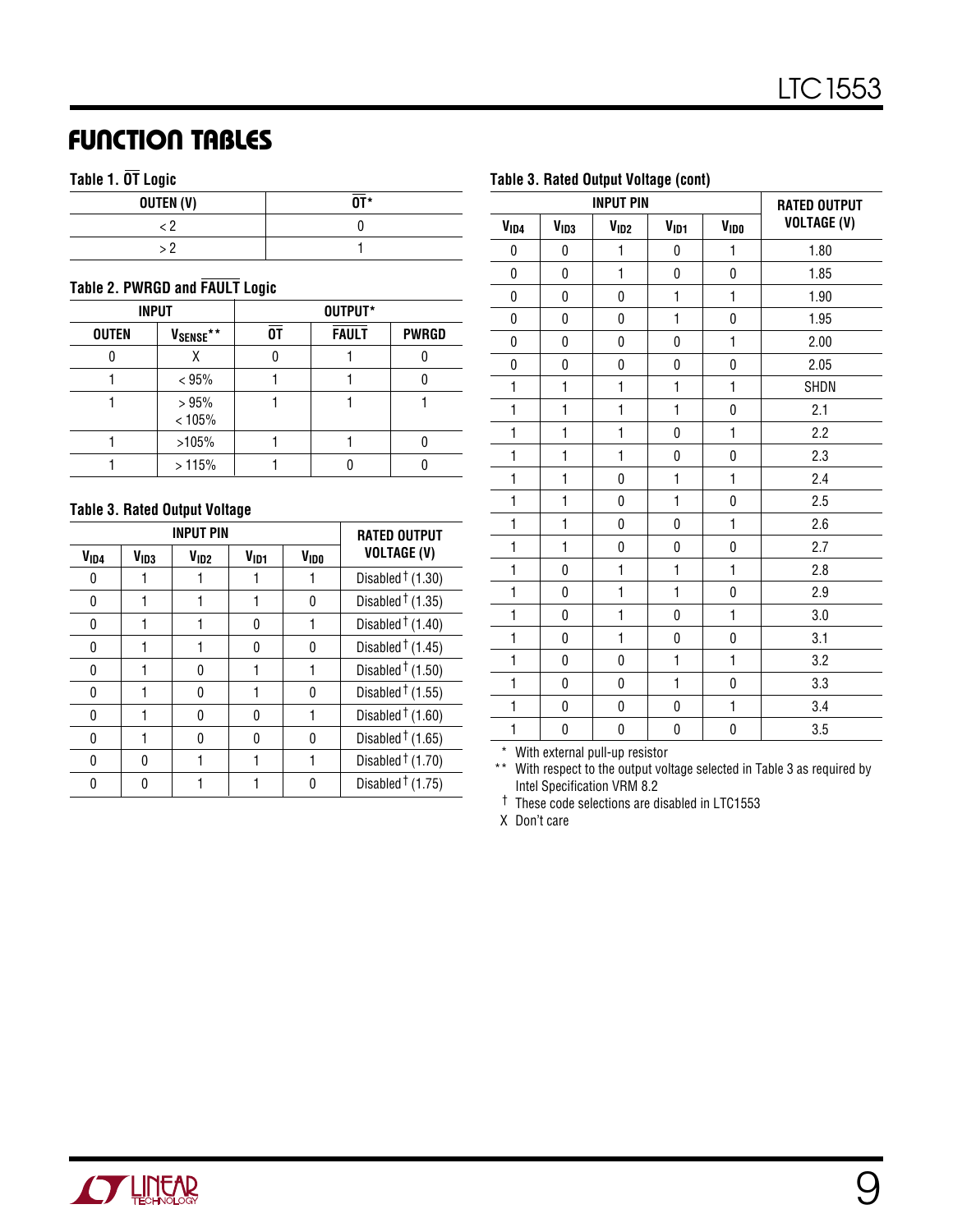## FUNCTION TABLES

**Table 1. $\overline{OT}$ Logic**

| OUTEN (V) | $\overline{OT}$* |
|---|---|
| < 2 | 0 |
| > 2 | 1 |

**Table 2. PWRGD and $\overline{FAULT}$ Logic**

| INPUT | | OUTPUT* | | |
|---|---|---|---|---|
| OUTEN | $V_{SENSE}$** | $\overline{OT}$ | $\overline{FAULT}$ | PWRGD |
| 0 | X | 0 | 1 | 0 |
| 1 | < 95% | 1 | 1 | 0 |
| 1 | > 95% < 105% | 1 | 1 | 1 |
| 1 | >105% | 1 | 1 | 0 |
| 1 | > 115% | 1 | 0 | 0 |

**Table 3. Rated Output Voltage**

| INPUT PIN | | | | | RATED OUTPUT VOLTAGE (V) |
|---|---|---|---|---|---|
| $V_{ID4}$ | $V_{ID3}$ | $V_{ID2}$ | $V_{ID1}$ | $V_{ID0}$ | |
| 0 | 1 | 1 | 1 | 1 | Disabled† (1.30) |
| 0 | 1 | 1 | 1 | 0 | Disabled† (1.35) |
| 0 | 1 | 1 | 0 | 1 | Disabled† (1.40) |
| 0 | 1 | 1 | 0 | 0 | Disabled† (1.45) |
| 0 | 1 | 0 | 1 | 1 | Disabled† (1.50) |
| 0 | 1 | 0 | 1 | 0 | Disabled† (1.55) |
| 0 | 1 | 0 | 0 | 1 | Disabled† (1.60) |
| 0 | 1 | 0 | 0 | 0 | Disabled† (1.65) |
| 0 | 0 | 1 | 1 | 1 | Disabled† (1.70) |
| 0 | 0 | 1 | 1 | 0 | Disabled† (1.75) |
| 0 | 0 | 1 | 0 | 1 | 1.80 |
| 0 | 0 | 1 | 0 | 0 | 1.85 |
| 0 | 0 | 0 | 1 | 1 | 1.90 |
| 0 | 0 | 0 | 1 | 0 | 1.95 |
| 0 | 0 | 0 | 0 | 1 | 2.00 |
| 0 | 0 | 0 | 0 | 0 | 2.05 |
| 1 | 1 | 1 | 1 | 1 | SHDN |
| 1 | 1 | 1 | 1 | 0 | 2.1 |
| 1 | 1 | 1 | 0 | 1 | 2.2 |
| 1 | 1 | 1 | 0 | 0 | 2.3 |
| 1 | 1 | 0 | 1 | 1 | 2.4 |
| 1 | 1 | 0 | 1 | 0 | 2.5 |
| 1 | 1 | 0 | 0 | 1 | 2.6 |
| 1 | 1 | 0 | 0 | 0 | 2.7 |
| 1 | 0 | 1 | 1 | 1 | 2.8 |
| 1 | 0 | 1 | 1 | 0 | 2.9 |
| 1 | 0 | 1 | 0 | 1 | 3.0 |
| 1 | 0 | 1 | 0 | 0 | 3.1 |
| 1 | 0 | 0 | 1 | 1 | 3.2 |
| 1 | 0 | 0 | 1 | 0 | 3.3 |
| 1 | 0 | 0 | 0 | 1 | 3.4 |
| 1 | 0 | 0 | 0 | 0 | 3.5 |

\* With external pull-up resistor

** With respect to the output voltage selected in Table 3 as required by Intel Specification VRM 8.2

† These code selections are disabled in LTC1553

X Don't care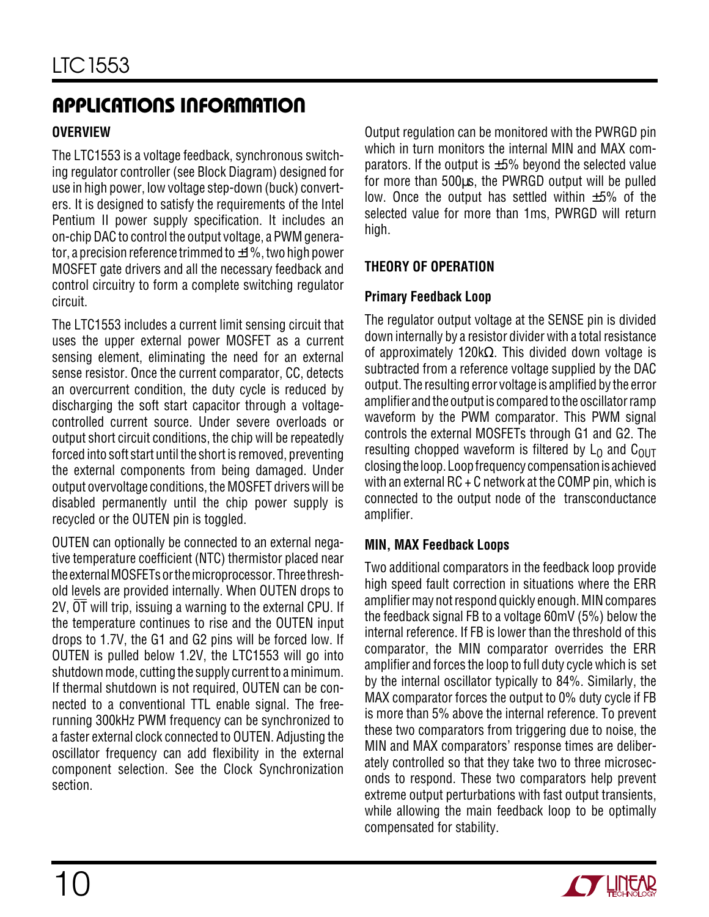## APPLICATIONS INFORMATION

### OVERVIEW

The LTC1553 is a voltage feedback, synchronous switching regulator controller (see Block Diagram) designed for use in high power, low voltage step-down (buck) converters. It is designed to satisfy the requirements of the Intel Pentium II power supply specification. It includes an on-chip DAC to control the output voltage, a PWM generator, a precision reference trimmed to ±1%, two high power MOSFET gate drivers and all the necessary feedback and control circuitry to form a complete switching regulator circuit.

The LTC1553 includes a current limit sensing circuit that uses the upper external power MOSFET as a current sensing element, eliminating the need for an external sense resistor. Once the current comparator, CC, detects an overcurrent condition, the duty cycle is reduced by discharging the soft start capacitor through a voltage-controlled current source. Under severe overloads or output short circuit conditions, the chip will be repeatedly forced into soft start until the short is removed, preventing the external components from being damaged. Under output overvoltage conditions, the MOSFET drivers will be disabled permanently until the chip power supply is recycled or the OUTEN pin is toggled.

OUTEN can optionally be connected to an external negative temperature coefficient (NTC) thermistor placed near the external MOSFETs or the microprocessor. Three threshold levels are provided internally. When OUTEN drops to 2V, $\overline{\text{OT}}$ will trip, issuing a warning to the external CPU. If the temperature continues to rise and the OUTEN input drops to 1.7V, the G1 and G2 pins will be forced low. If OUTEN is pulled below 1.2V, the LTC1553 will go into shutdown mode, cutting the supply current to a minimum. If thermal shutdown is not required, OUTEN can be connected to a conventional TTL enable signal. The free-running 300kHz PWM frequency can be synchronized to a faster external clock connected to OUTEN. Adjusting the oscillator frequency can add flexibility in the external component selection. See the Clock Synchronization section.

Output regulation can be monitored with the PWRGD pin which in turn monitors the internal MIN and MAX comparators. If the output is ±5% beyond the selected value for more than 500µs, the PWRGD output will be pulled low. Once the output has settled within ±5% of the selected value for more than 1ms, PWRGD will return high.

### THEORY OF OPERATION

#### Primary Feedback Loop

The regulator output voltage at the SENSE pin is divided down internally by a resistor divider with a total resistance of approximately 120kΩ. This divided down voltage is subtracted from a reference voltage supplied by the DAC output. The resulting error voltage is amplified by the error amplifier and the output is compared to the oscillator ramp waveform by the PWM comparator. This PWM signal controls the external MOSFETs through G1 and G2. The resulting chopped waveform is filtered by $L_O$ and $C_{OUT}$ closing the loop. Loop frequency compensation is achieved with an external RC + C network at the COMP pin, which is connected to the output node of the transconductance amplifier.

#### MIN, MAX Feedback Loops

Two additional comparators in the feedback loop provide high speed fault correction in situations where the ERR amplifier may not respond quickly enough. MIN compares the feedback signal FB to a voltage 60mV (5%) below the internal reference. If FB is lower than the threshold of this comparator, the MIN comparator overrides the ERR amplifier and forces the loop to full duty cycle which is set by the internal oscillator typically to 84%. Similarly, the MAX comparator forces the output to 0% duty cycle if FB is more than 5% above the internal reference. To prevent these two comparators from triggering due to noise, the MIN and MAX comparators' response times are deliberately controlled so that they take two to three microseconds to respond. These two comparators help prevent extreme output perturbations with fast output transients, while allowing the main feedback loop to be optimally compensated for stability.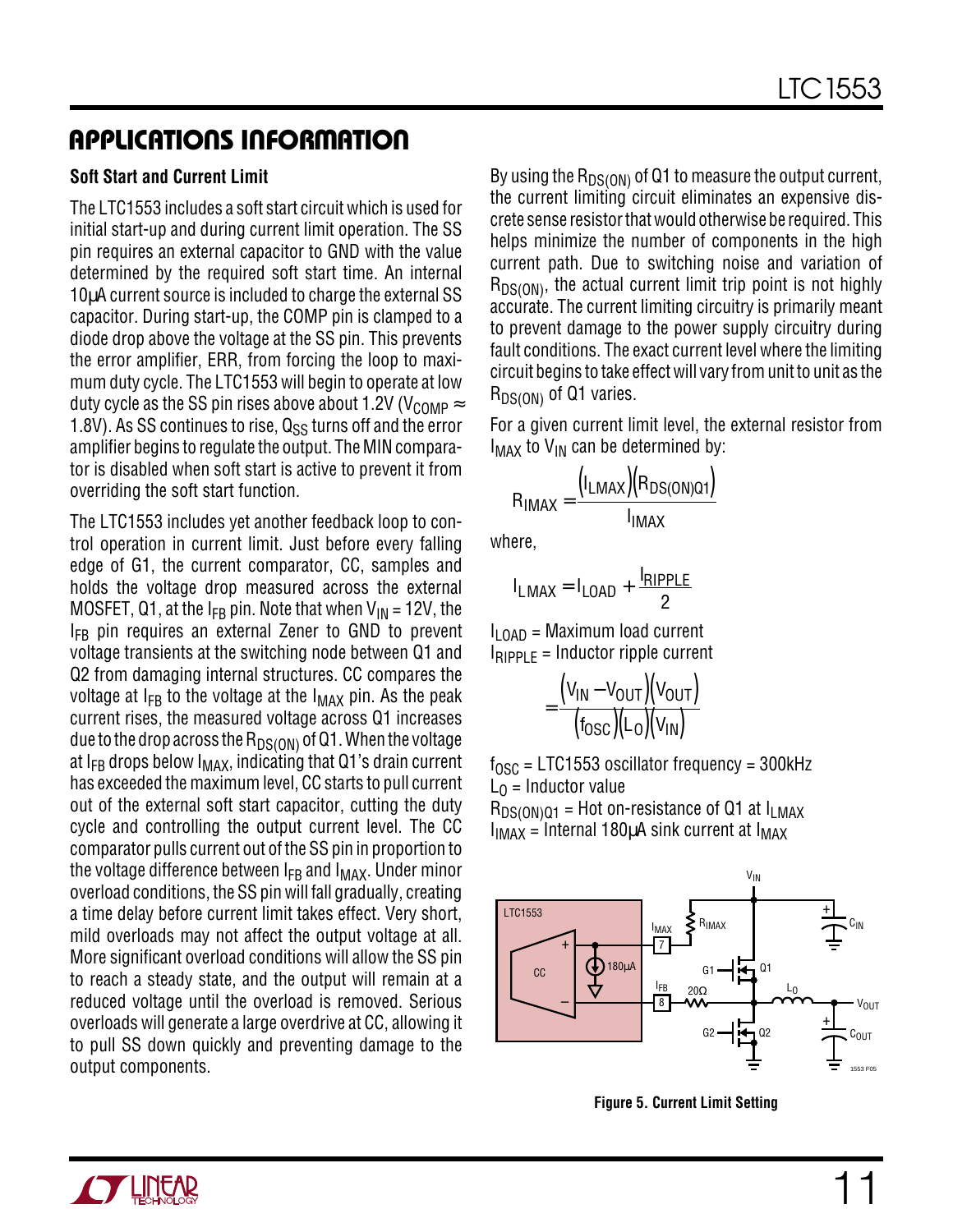## APPLICATIONS INFORMATION

### Soft Start and Current Limit

The LTC1553 includes a soft start circuit which is used for initial start-up and during current limit operation. The SS pin requires an external capacitor to GND with the value determined by the required soft start time. An internal 10µA current source is included to charge the external SS capacitor. During start-up, the COMP pin is clamped to a diode drop above the voltage at the SS pin. This prevents the error amplifier, ERR, from forcing the loop to maximum duty cycle. The LTC1553 will begin to operate at low duty cycle as the SS pin rises above about 1.2V ($V_{COMP} \approx$ 1.8V). As SS continues to rise, $Q_{SS}$ turns off and the error amplifier begins to regulate the output. The MIN comparator is disabled when soft start is active to prevent it from overriding the soft start function.

The LTC1553 includes yet another feedback loop to control operation in current limit. Just before every falling edge of G1, the current comparator, CC, samples and holds the voltage drop measured across the external MOSFET, Q1, at the $I_{FB}$ pin. Note that when $V_{IN}$ = 12V, the $I_{FB}$ pin requires an external Zener to GND to prevent voltage transients at the switching node between Q1 and Q2 from damaging internal structures. CC compares the voltage at $I_{FB}$ to the voltage at the $I_{MAX}$ pin. As the peak current rises, the measured voltage across Q1 increases due to the drop across the $R_{DS(ON)}$ of Q1. When the voltage at $I_{FB}$ drops below $I_{MAX}$, indicating that Q1's drain current has exceeded the maximum level, CC starts to pull current out of the external soft start capacitor, cutting the duty cycle and controlling the output current level. The CC comparator pulls current out of the SS pin in proportion to the voltage difference between $I_{FB}$ and $I_{MAX}$. Under minor overload conditions, the SS pin will fall gradually, creating a time delay before current limit takes effect. Very short, mild overloads may not affect the output voltage at all. More significant overload conditions will allow the SS pin to reach a steady state, and the output will remain at a reduced voltage until the overload is removed. Serious overloads will generate a large overdrive at CC, allowing it to pull SS down quickly and preventing damage to the output components.

By using the $R_{DS(ON)}$ of Q1 to measure the output current, the current limiting circuit eliminates an expensive discrete sense resistor that would otherwise be required. This helps minimize the number of components in the high current path. Due to switching noise and variation of $R_{DS(ON)}$, the actual current limit trip point is not highly accurate. The current limiting circuitry is primarily meant to prevent damage to the power supply circuitry during fault conditions. The exact current level where the limiting circuit begins to take effect will vary from unit to unit as the $R_{DS(ON)}$ of Q1 varies.

For a given current limit level, the external resistor from $I_{MAX}$ to $V_{IN}$ can be determined by:

$$R_{IMAX} = \frac{(I_{LMAX})(R_{DS(ON)Q1})}{I_{IMAX}}$$

where,

$$I_{LMAX} = I_{LOAD} + \frac{I_{RIPPLE}}{2}$$

$I_{LOAD}$ = Maximum load current

$I_{RIPPLE}$ = Inductor ripple current

$$= \frac{(V_{IN} - V_{OUT})(V_{OUT})}{(f_{OSC})(L_O)(V_{IN})}$$

$f_{OSC}$ = LTC1553 oscillator frequency = 300kHz

$L_O$ = Inductor value

$R_{DS(ON)Q1}$ = Hot on-resistance of Q1 at $I_{LMAX}$

$I_{IMAX}$ = Internal 180µA sink current at $I_{MAX}$

Figure 5. Current Limit Setting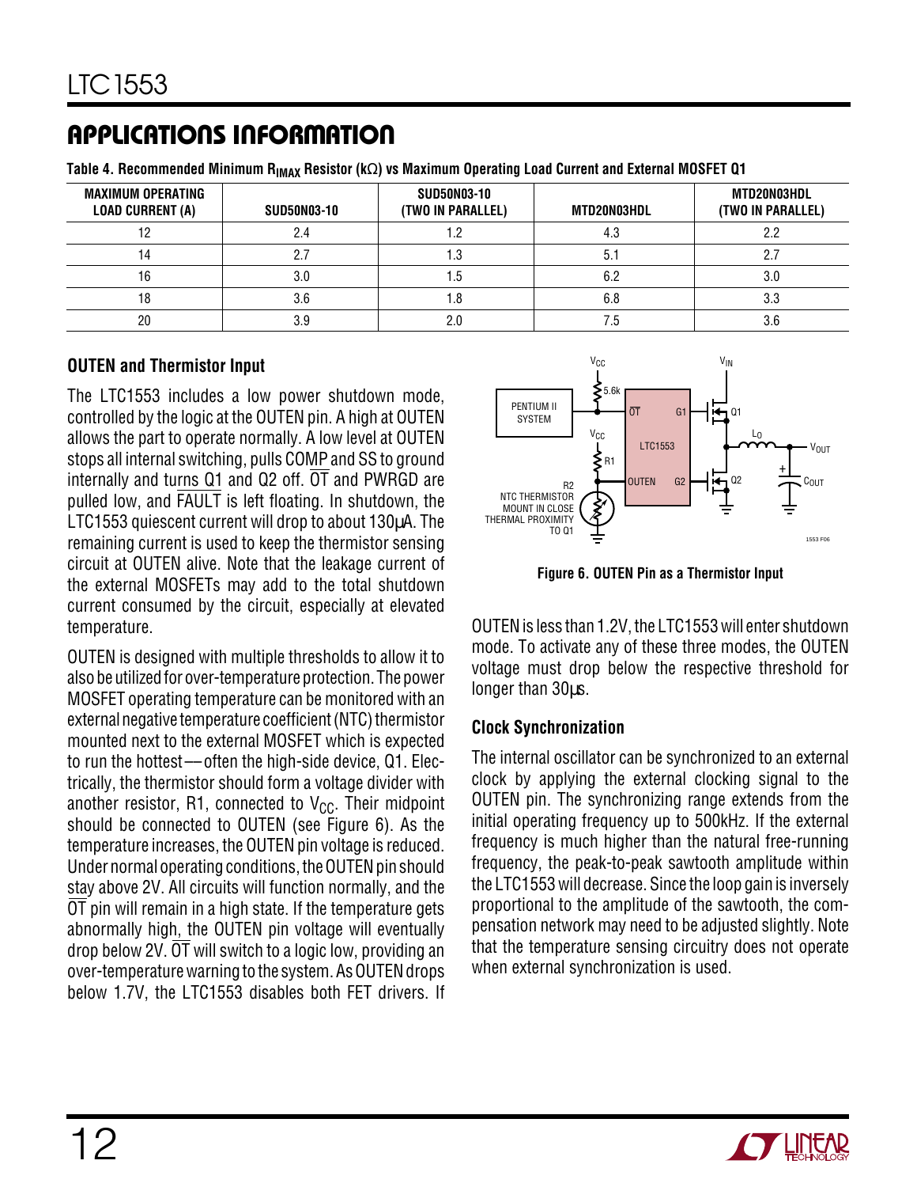## APPLICATIONS INFORMATION

**Table 4. Recommended Minimum $R_{IMAX}$ Resistor (kΩ) vs Maximum Operating Load Current and External MOSFET Q1**

| MAXIMUM OPERATING LOAD CURRENT (A) | SUD50N03-10 | SUD50N03-10 (TWO IN PARALLEL) | MTD20N03HDL | MTD20N03HDL (TWO IN PARALLEL) |
|---|---|---|---|---|
| 12 | 2.4 | 1.2 | 4.3 | 2.2 |
| 14 | 2.7 | 1.3 | 5.1 | 2.7 |
| 16 | 3.0 | 1.5 | 6.2 | 3.0 |
| 18 | 3.6 | 1.8 | 6.8 | 3.3 |
| 20 | 3.9 | 2.0 | 7.5 | 3.6 |

### OUTEN and Thermistor Input

The LTC1553 includes a low power shutdown mode, controlled by the logic at the OUTEN pin. A high at OUTEN allows the part to operate normally. A low level at OUTEN stops all internal switching, pulls COMP and SS to ground internally and turns Q1 and Q2 off. $\overline{OT}$ and PWRGD are pulled low, and $\overline{FAULT}$ is left floating. In shutdown, the LTC1553 quiescent current will drop to about 130μA. The remaining current is used to keep the thermistor sensing circuit at OUTEN alive. Note that the leakage current of the external MOSFETs may add to the total shutdown current consumed by the circuit, especially at elevated temperature.

OUTEN is designed with multiple thresholds to allow it to also be utilized for over-temperature protection. The power MOSFET operating temperature can be monitored with an external negative temperature coefficient (NTC) thermistor mounted next to the external MOSFET which is expected to run the hottest—often the high-side device, Q1. Electrically, the thermistor should form a voltage divider with another resistor, R1, connected to $V_{CC}$. Their midpoint should be connected to OUTEN (see Figure 6). As the temperature increases, the OUTEN pin voltage is reduced. Under normal operating conditions, the OUTEN pin should stay above 2V. All circuits will function normally, and the $\overline{OT}$ pin will remain in a high state. If the temperature gets abnormally high, the OUTEN pin voltage will eventually drop below 2V. $\overline{OT}$ will switch to a logic low, providing an over-temperature warning to the system. As OUTEN drops below 1.7V, the LTC1553 disables both FET drivers. If OUTEN is less than 1.2V, the LTC1553 will enter shutdown mode. To activate any of these three modes, the OUTEN voltage must drop below the respective threshold for longer than 30μs.

**Figure 6. OUTEN Pin as a Thermistor Input**

### Clock Synchronization

The internal oscillator can be synchronized to an external clock by applying the external clocking signal to the OUTEN pin. The synchronizing range extends from the initial operating frequency up to 500kHz. If the external frequency is much higher than the natural free-running frequency, the peak-to-peak sawtooth amplitude within the LTC1553 will decrease. Since the loop gain is inversely proportional to the amplitude of the sawtooth, the compensation network may need to be adjusted slightly. Note that the temperature sensing circuitry does not operate when external synchronization is used.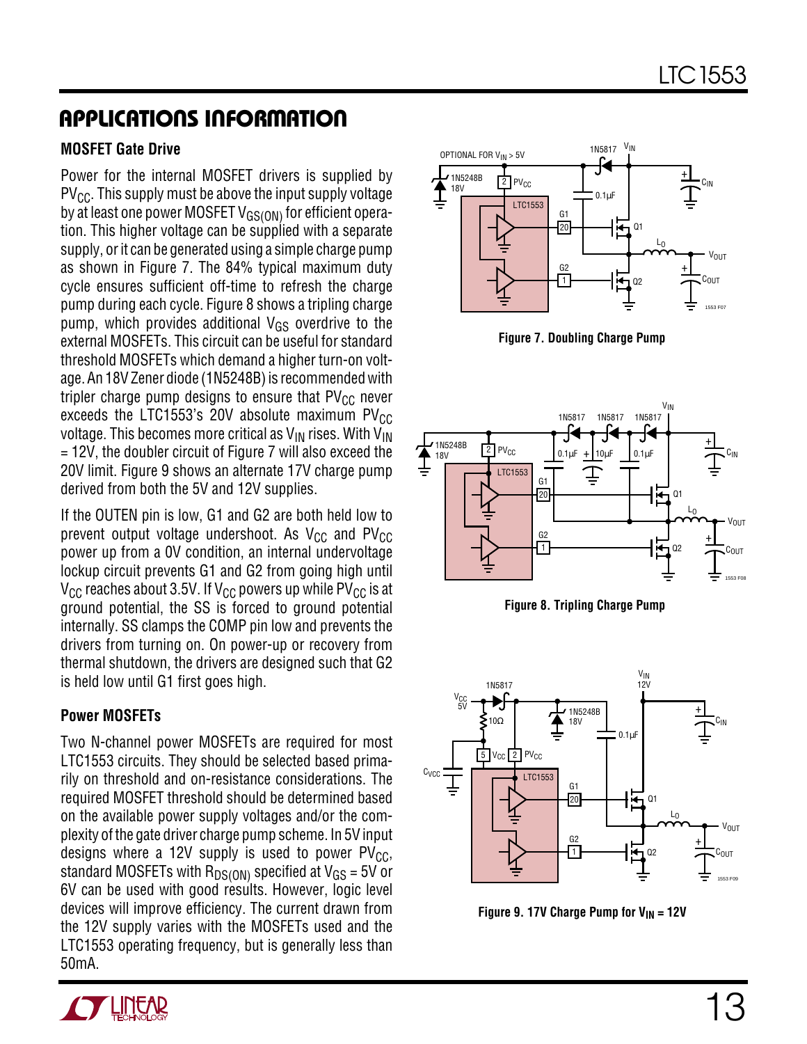## APPLICATIONS INFORMATION

### MOSFET Gate Drive

Power for the internal MOSFET drivers is supplied by $PV_{CC}$. This supply must be above the input supply voltage by at least one power MOSFET $V_{GS(ON)}$ for efficient operation. This higher voltage can be supplied with a separate supply, or it can be generated using a simple charge pump as shown in Figure 7. The 84% typical maximum duty cycle ensures sufficient off-time to refresh the charge pump during each cycle. Figure 8 shows a tripling charge pump, which provides additional $V_{GS}$ overdrive to the external MOSFETs. This circuit can be useful for standard threshold MOSFETs which demand a higher turn-on voltage. An 18V Zener diode (1N5248B) is recommended with tripler charge pump designs to ensure that $PV_{CC}$ never exceeds the LTC1553's 20V absolute maximum $PV_{CC}$ voltage. This becomes more critical as $V_{IN}$ rises. With $V_{IN}$ = 12V, the doubler circuit of Figure 7 will also exceed the 20V limit. Figure 9 shows an alternate 17V charge pump derived from both the 5V and 12V supplies.

If the OUTEN pin is low, G1 and G2 are both held low to prevent output voltage undershoot. As $V_{CC}$ and $PV_{CC}$ power up from a 0V condition, an internal undervoltage lockup circuit prevents G1 and G2 from going high until $V_{CC}$ reaches about 3.5V. If $V_{CC}$ powers up while $PV_{CC}$ is at ground potential, the SS is forced to ground potential internally. SS clamps the COMP pin low and prevents the drivers from turning on. On power-up or recovery from thermal shutdown, the drivers are designed such that G2 is held low until G1 first goes high.

### Power MOSFETs

Two N-channel power MOSFETs are required for most LTC1553 circuits. They should be selected based primarily on threshold and on-resistance considerations. The required MOSFET threshold should be determined based on the available power supply voltages and/or the complexity of the gate driver charge pump scheme. In 5V input designs where a 12V supply is used to power $PV_{CC}$, standard MOSFETs with $R_{DS(ON)}$ specified at $V_{GS}$ = 5V or 6V can be used with good results. However, logic level devices will improve efficiency. The current drawn from the 12V supply varies with the MOSFETs used and the LTC1553 operating frequency, but is generally less than 50mA.

Figure 7. Doubling Charge Pump

Figure 8. Tripling Charge Pump

Figure 9. 17V Charge Pump for $V_{IN}$ = 12V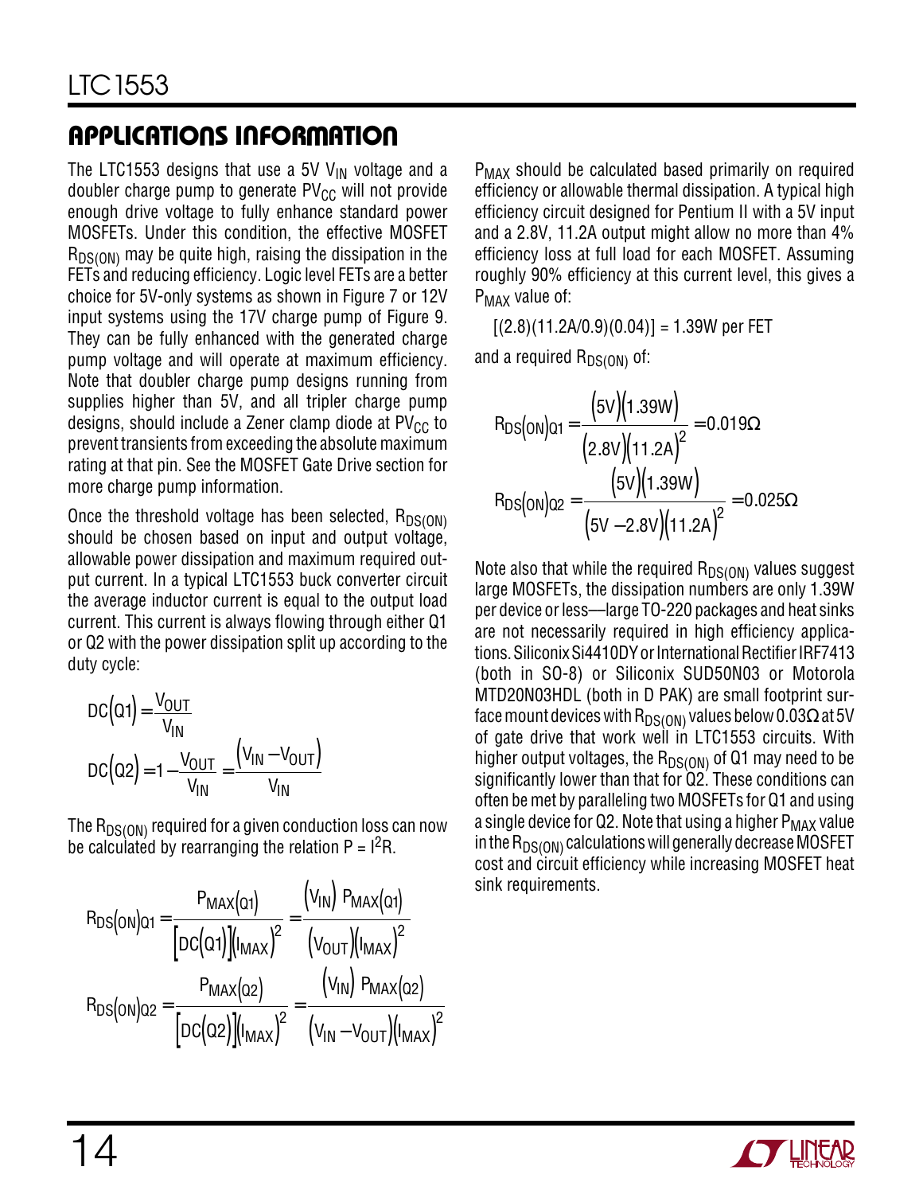## APPLICATIONS INFORMATION

The LTC1553 designs that use a 5V $V_{IN}$ voltage and a doubler charge pump to generate $PV_{CC}$ will not provide enough drive voltage to fully enhance standard power MOSFETs. Under this condition, the effective MOSFET $R_{DS(ON)}$ may be quite high, raising the dissipation in the FETs and reducing efficiency. Logic level FETs are a better choice for 5V-only systems as shown in Figure 7 or 12V input systems using the 17V charge pump of Figure 9. They can be fully enhanced with the generated charge pump voltage and will operate at maximum efficiency. Note that doubler charge pump designs running from supplies higher than 5V, and all tripler charge pump designs, should include a Zener clamp diode at $PV_{CC}$ to prevent transients from exceeding the absolute maximum rating at that pin. See the MOSFET Gate Drive section for more charge pump information.

Once the threshold voltage has been selected, $R_{DS(ON)}$ should be chosen based on input and output voltage, allowable power dissipation and maximum required output current. In a typical LTC1553 buck converter circuit the average inductor current is equal to the output load current. This current is always flowing through either Q1 or Q2 with the power dissipation split up according to the duty cycle:

$$DC(Q1) = \frac{V_{OUT}}{V_{IN}}$$

$$DC(Q2) = 1 - \frac{V_{OUT}}{V_{IN}} = \frac{(V_{IN} - V_{OUT})}{V_{IN}}$$

The $R_{DS(ON)}$ required for a given conduction loss can now be calculated by rearranging the relation $P = I^2R$.

$$R_{DS(ON)Q1} = \frac{P_{MAX(Q1)}}{[DC(Q1)](I_{MAX})^2} = \frac{(V_{IN})\ P_{MAX(Q1)}}{(V_{OUT})(I_{MAX})^2}$$

$$R_{DS(ON)Q2} = \frac{P_{MAX(Q2)}}{[DC(Q2)](I_{MAX})^2} = \frac{(V_{IN})\ P_{MAX(Q2)}}{(V_{IN} - V_{OUT})(I_{MAX})^2}$$

$P_{MAX}$ should be calculated based primarily on required efficiency or allowable thermal dissipation. A typical high efficiency circuit designed for Pentium II with a 5V input and a 2.8V, 11.2A output might allow no more than 4% efficiency loss at full load for each MOSFET. Assuming roughly 90% efficiency at this current level, this gives a $P_{MAX}$ value of:

$$[(2.8)(11.2A/0.9)(0.04)] = 1.39W \text{ per FET}$$

and a required $R_{DS(ON)}$ of:

$$R_{DS(ON)Q1} = \frac{(5V)(1.39W)}{(2.8V)(11.2A)^2} = 0.019\Omega$$

$$R_{DS(ON)Q2} = \frac{(5V)(1.39W)}{(5V - 2.8V)(11.2A)^2} = 0.025\Omega$$

Note also that while the required $R_{DS(ON)}$ values suggest large MOSFETs, the dissipation numbers are only 1.39W per device or less—large TO-220 packages and heat sinks are not necessarily required in high efficiency applications. Siliconix Si4410DY or International Rectifier IRF7413 (both in SO-8) or Siliconix SUD50N03 or Motorola MTD20N03HDL (both in D PAK) are small footprint surface mount devices with $R_{DS(ON)}$ values below 0.03Ω at 5V of gate drive that work well in LTC1553 circuits. With higher output voltages, the $R_{DS(ON)}$ of Q1 may need to be significantly lower than that for Q2. These conditions can often be met by paralleling two MOSFETs for Q1 and using a single device for Q2. Note that using a higher $P_{MAX}$ value in the $R_{DS(ON)}$ calculations will generally decrease MOSFET cost and circuit efficiency while increasing MOSFET heat sink requirements.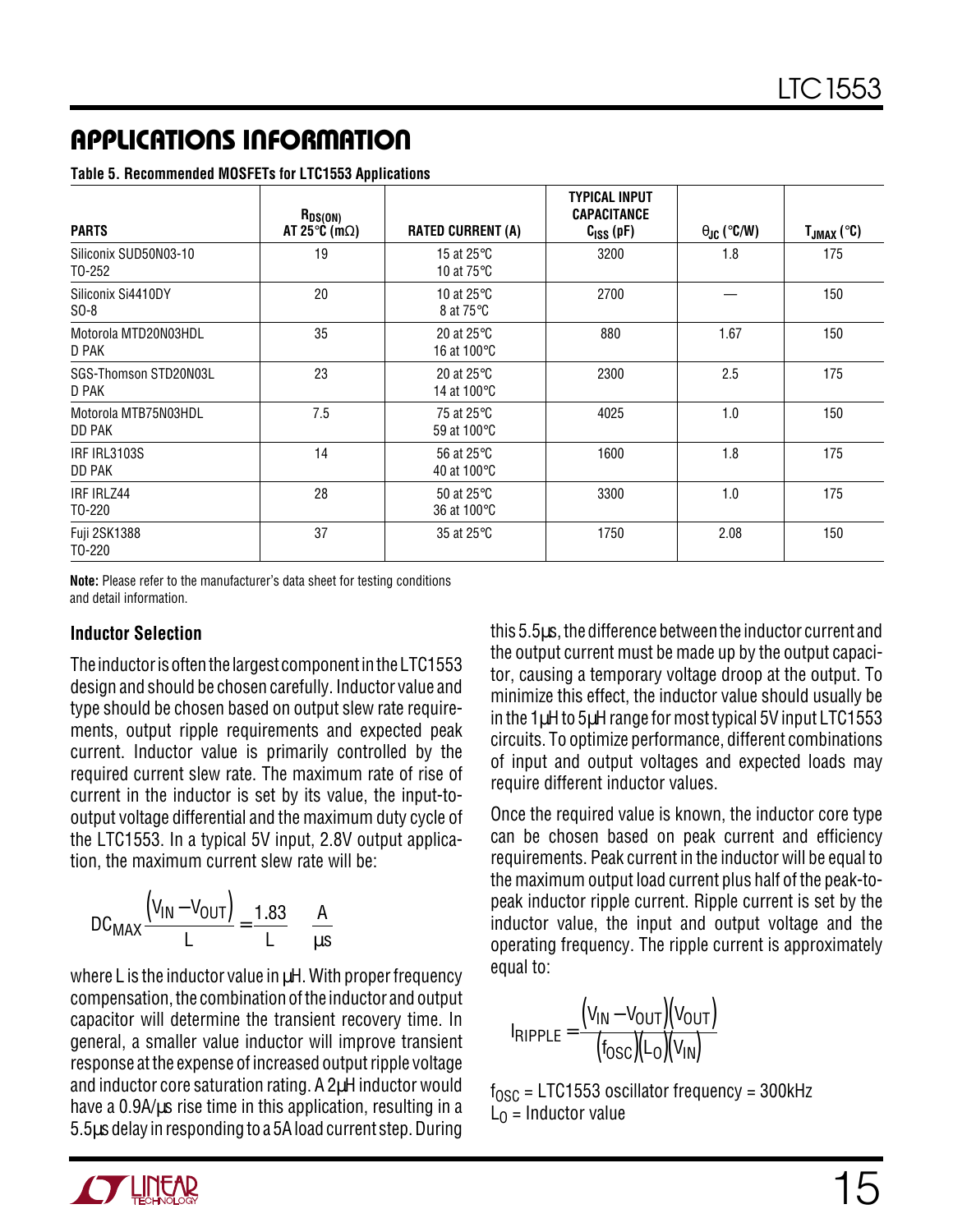## APPLICATIONS INFORMATION

**Table 5. Recommended MOSFETs for LTC1553 Applications**

| PARTS | $R_{DS(ON)}$ AT 25°C (mΩ) | RATED CURRENT (A) | TYPICAL INPUT CAPACITANCE $C_{ISS}$ (pF) | $\theta_{JC}$ (°C/W) | $T_{JMAX}$ (°C) |
|---|---|---|---|---|---|
| Siliconix SUD50N03-10 TO-252 | 19 | 15 at 25°C 10 at 75°C | 3200 | 1.8 | 175 |
| Siliconix Si4410DY SO-8 | 20 | 10 at 25°C 8 at 75°C | 2700 | — | 150 |
| Motorola MTD20N03HDL D PAK | 35 | 20 at 25°C 16 at 100°C | 880 | 1.67 | 150 |
| SGS-Thomson STD20N03L D PAK | 23 | 20 at 25°C 14 at 100°C | 2300 | 2.5 | 175 |
| Motorola MTB75N03HDL DD PAK | 7.5 | 75 at 25°C 59 at 100°C | 4025 | 1.0 | 150 |
| IRF IRL3103S DD PAK | 14 | 56 at 25°C 40 at 100°C | 1600 | 1.8 | 175 |
| IRF IRLZ44 TO-220 | 28 | 50 at 25°C 36 at 100°C | 3300 | 1.0 | 175 |
| Fuji 2SK1388 TO-220 | 37 | 35 at 25°C | 1750 | 2.08 | 150 |

**Note:** Please refer to the manufacturer's data sheet for testing conditions and detail information.

### Inductor Selection

The inductor is often the largest component in the LTC1553 design and should be chosen carefully. Inductor value and type should be chosen based on output slew rate requirements, output ripple requirements and expected peak current. Inductor value is primarily controlled by the required current slew rate. The maximum rate of rise of current in the inductor is set by its value, the input-to-output voltage differential and the maximum duty cycle of the LTC1553. In a typical 5V input, 2.8V output application, the maximum current slew rate will be:

$$DC_{MAX}\frac{(V_{IN}-V_{OUT})}{L}=\frac{1.83}{L}\quad\frac{A}{\mu s}$$

where L is the inductor value in µH. With proper frequency compensation, the combination of the inductor and output capacitor will determine the transient recovery time. In general, a smaller value inductor will improve transient response at the expense of increased output ripple voltage and inductor core saturation rating. A 2µH inductor would have a 0.9A/µs rise time in this application, resulting in a 5.5µs delay in responding to a 5A load current step. During this 5.5µs, the difference between the inductor current and the output current must be made up by the output capacitor, causing a temporary voltage droop at the output. To minimize this effect, the inductor value should usually be in the 1µH to 5µH range for most typical 5V input LTC1553 circuits. To optimize performance, different combinations of input and output voltages and expected loads may require different inductor values.

Once the required value is known, the inductor core type can be chosen based on peak current and efficiency requirements. Peak current in the inductor will be equal to the maximum output load current plus half of the peak-to-peak inductor ripple current. Ripple current is set by the inductor value, the input and output voltage and the operating frequency. The ripple current is approximately equal to:

$$I_{RIPPLE}=\frac{(V_{IN}-V_{OUT})(V_{OUT})}{(f_{OSC})(L_O)(V_{IN})}$$

$f_{OSC}$ = LTC1553 oscillator frequency = 300kHz
$L_O$ = Inductor value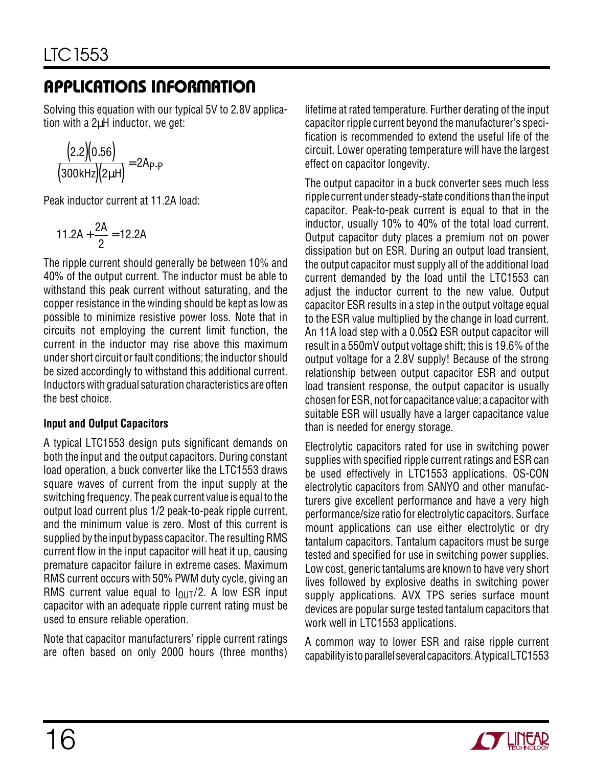## APPLICATIONS INFORMATION

Solving this equation with our typical 5V to 2.8V application with a 2µH inductor, we get:

$$\frac{(2.2)(0.56)}{(300\text{kHz})(2\mu\text{H})} = 2A_{P\text{-}P}$$

Peak inductor current at 11.2A load:

$$11.2\text{A} + \frac{2\text{A}}{2} = 12.2\text{A}$$

The ripple current should generally be between 10% and 40% of the output current. The inductor must be able to withstand this peak current without saturating, and the copper resistance in the winding should be kept as low as possible to minimize resistive power loss. Note that in circuits not employing the current limit function, the current in the inductor may rise above this maximum under short circuit or fault conditions; the inductor should be sized accordingly to withstand this additional current. Inductors with gradual saturation characteristics are often the best choice.

### Input and Output Capacitors

A typical LTC1553 design puts significant demands on both the input and the output capacitors. During constant load operation, a buck converter like the LTC1553 draws square waves of current from the input supply at the switching frequency. The peak current value is equal to the output load current plus 1/2 peak-to-peak ripple current, and the minimum value is zero. Most of this current is supplied by the input bypass capacitor. The resulting RMS current flow in the input capacitor will heat it up, causing premature capacitor failure in extreme cases. Maximum RMS current occurs with 50% PWM duty cycle, giving an RMS current value equal to $I_{OUT}/2$. A low ESR input capacitor with an adequate ripple current rating must be used to ensure reliable operation.

Note that capacitor manufacturers' ripple current ratings are often based on only 2000 hours (three months) lifetime at rated temperature. Further derating of the input capacitor ripple current beyond the manufacturer's specification is recommended to extend the useful life of the circuit. Lower operating temperature will have the largest effect on capacitor longevity.

The output capacitor in a buck converter sees much less ripple current under steady-state conditions than the input capacitor. Peak-to-peak current is equal to that in the inductor, usually 10% to 40% of the total load current. Output capacitor duty places a premium not on power dissipation but on ESR. During an output load transient, the output capacitor must supply all of the additional load current demanded by the load until the LTC1553 can adjust the inductor current to the new value. Output capacitor ESR results in a step in the output voltage equal to the ESR value multiplied by the change in load current. An 11A load step with a 0.05Ω ESR output capacitor will result in a 550mV output voltage shift; this is 19.6% of the output voltage for a 2.8V supply! Because of the strong relationship between output capacitor ESR and output load transient response, the output capacitor is usually chosen for ESR, not for capacitance value; a capacitor with suitable ESR will usually have a larger capacitance value than is needed for energy storage.

Electrolytic capacitors rated for use in switching power supplies with specified ripple current ratings and ESR can be used effectively in LTC1553 applications. OS-CON electrolytic capacitors from SANYO and other manufacturers give excellent performance and have a very high performance/size ratio for electrolytic capacitors. Surface mount applications can use either electrolytic or dry tantalum capacitors. Tantalum capacitors must be surge tested and specified for use in switching power supplies. Low cost, generic tantalums are known to have very short lives followed by explosive deaths in switching power supply applications. AVX TPS series surface mount devices are popular surge tested tantalum capacitors that work well in LTC1553 applications.

A common way to lower ESR and raise ripple current capability is to parallel several capacitors. A typical LTC1553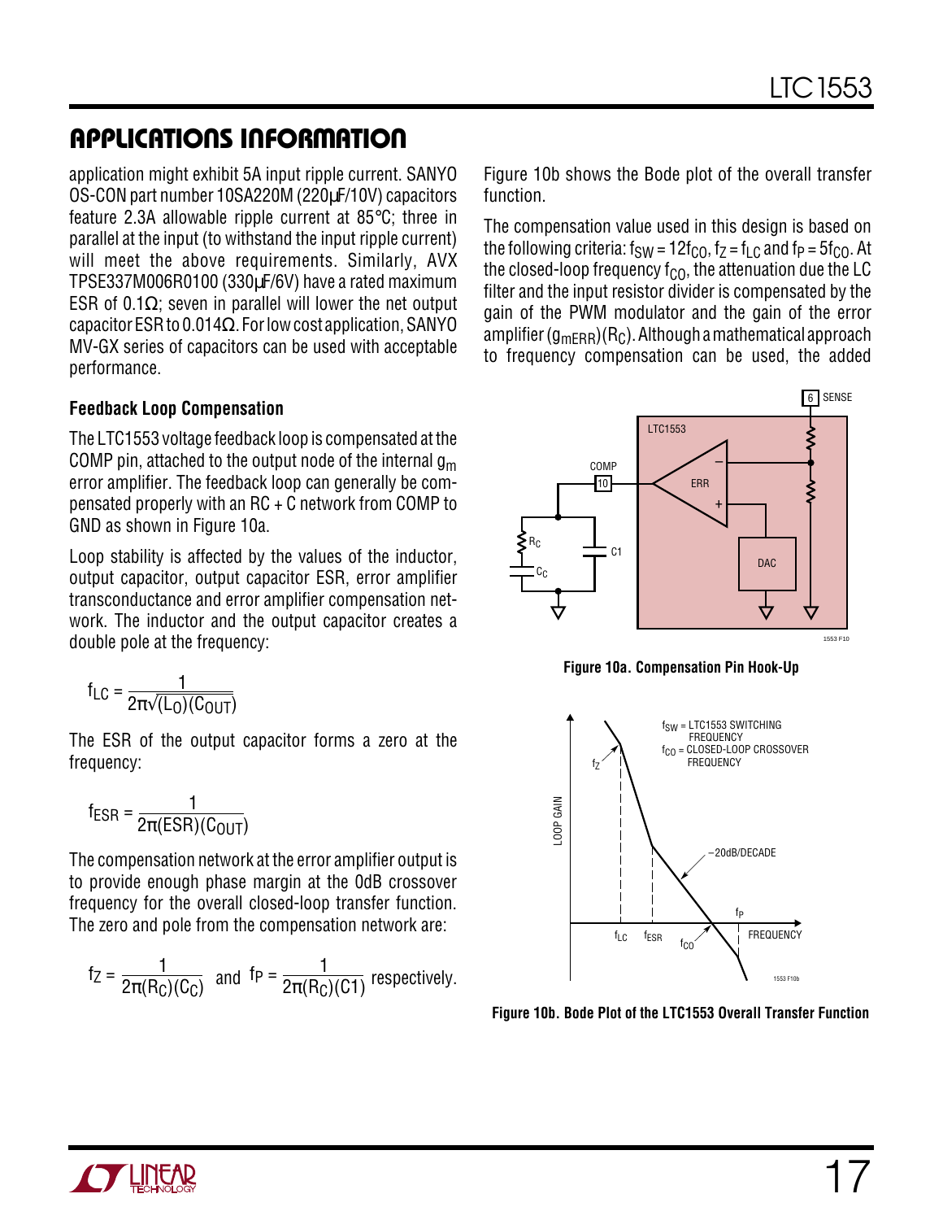## APPLICATIONS INFORMATION

application might exhibit 5A input ripple current. SANYO OS-CON part number 10SA220M (220µF/10V) capacitors feature 2.3A allowable ripple current at 85°C; three in parallel at the input (to withstand the input ripple current) will meet the above requirements. Similarly, AVX TPSE337M006R0100 (330µF/6V) have a rated maximum ESR of 0.1Ω; seven in parallel will lower the net output capacitor ESR to 0.014Ω. For low cost application, SANYO MV-GX series of capacitors can be used with acceptable performance.

### Feedback Loop Compensation

The LTC1553 voltage feedback loop is compensated at the COMP pin, attached to the output node of the internal $g_m$ error amplifier. The feedback loop can generally be compensated properly with an RC + C network from COMP to GND as shown in Figure 10a.

Loop stability is affected by the values of the inductor, output capacitor, output capacitor ESR, error amplifier transconductance and error amplifier compensation network. The inductor and the output capacitor creates a double pole at the frequency:

$$f_{LC} = \frac{1}{2\pi\sqrt{(L_O)(C_{OUT})}}$$

The ESR of the output capacitor forms a zero at the frequency:

$$f_{ESR} = \frac{1}{2\pi(ESR)(C_{OUT})}$$

The compensation network at the error amplifier output is to provide enough phase margin at the 0dB crossover frequency for the overall closed-loop transfer function. The zero and pole from the compensation network are:

$$f_Z = \frac{1}{2\pi(R_C)(C_C)} \text{ and } f_P = \frac{1}{2\pi(R_C)(C1)} \text{ respectively.}$$

Figure 10b shows the Bode plot of the overall transfer function.

The compensation value used in this design is based on the following criteria: $f_{SW} = 12f_{CO}$, $f_Z = f_{LC}$ and $f_P = 5f_{CO}$. At the closed-loop frequency $f_{CO}$, the attenuation due the LC filter and the input resistor divider is compensated by the gain of the PWM modulator and the gain of the error amplifier $(g_{mERR})(R_C)$. Although a mathematical approach to frequency compensation can be used, the added

Figure 10a. Compensation Pin Hook-Up

Figure 10b. Bode Plot of the LTC1553 Overall Transfer Function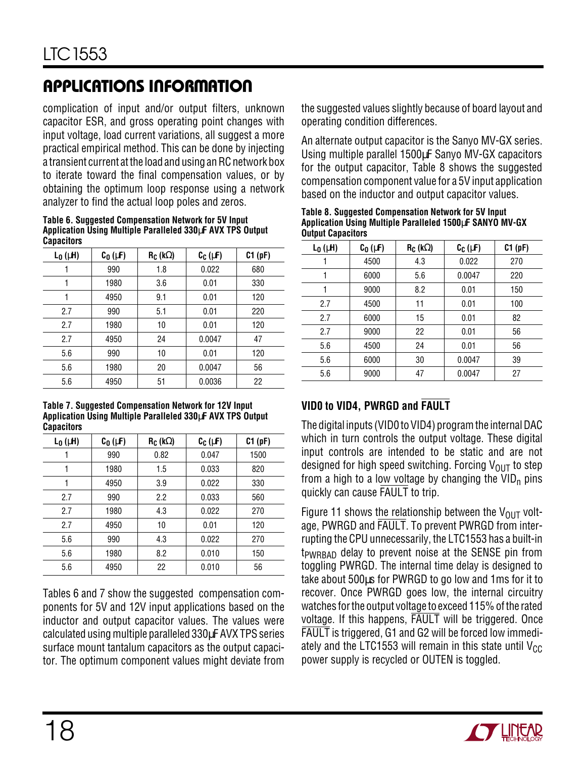## APPLICATIONS INFORMATION

complication of input and/or output filters, unknown capacitor ESR, and gross operating point changes with input voltage, load current variations, all suggest a more practical empirical method. This can be done by injecting a transient current at the load and using an RC network box to iterate toward the final compensation values, or by obtaining the optimum loop response using a network analyzer to find the actual loop poles and zeros.

**Table 6. Suggested Compensation Network for 5V Input Application Using Multiple Paralleled 330µF AVX TPS Output Capacitors**

| $L_O$ (µH) | $C_O$ (µF) | $R_C$ (kΩ) | $C_C$ (µF) | C1 (pF) |
|---|---|---|---|---|
| 1 | 990 | 1.8 | 0.022 | 680 |
| 1 | 1980 | 3.6 | 0.01 | 330 |
| 1 | 4950 | 9.1 | 0.01 | 120 |
| 2.7 | 990 | 5.1 | 0.01 | 220 |
| 2.7 | 1980 | 10 | 0.01 | 120 |
| 2.7 | 4950 | 24 | 0.0047 | 47 |
| 5.6 | 990 | 10 | 0.01 | 120 |
| 5.6 | 1980 | 20 | 0.0047 | 56 |
| 5.6 | 4950 | 51 | 0.0036 | 22 |

**Table 7. Suggested Compensation Network for 12V Input Application Using Multiple Paralleled 330µF AVX TPS Output Capacitors**

| $L_O$ (µH) | $C_O$ (µF) | $R_C$ (kΩ) | $C_C$ (µF) | C1 (pF) |
|---|---|---|---|---|
| 1 | 990 | 0.82 | 0.047 | 1500 |
| 1 | 1980 | 1.5 | 0.033 | 820 |
| 1 | 4950 | 3.9 | 0.022 | 330 |
| 2.7 | 990 | 2.2 | 0.033 | 560 |
| 2.7 | 1980 | 4.3 | 0.022 | 270 |
| 2.7 | 4950 | 10 | 0.01 | 120 |
| 5.6 | 990 | 4.3 | 0.022 | 270 |
| 5.6 | 1980 | 8.2 | 0.010 | 150 |
| 5.6 | 4950 | 22 | 0.010 | 56 |

Tables 6 and 7 show the suggested compensation components for 5V and 12V input applications based on the inductor and output capacitor values. The values were calculated using multiple paralleled 330µF AVX TPS series surface mount tantalum capacitors as the output capacitor. The optimum component values might deviate from the suggested values slightly because of board layout and operating condition differences.

An alternate output capacitor is the Sanyo MV-GX series. Using multiple parallel 1500µF Sanyo MV-GX capacitors for the output capacitor, Table 8 shows the suggested compensation component value for a 5V input application based on the inductor and output capacitor values.

**Table 8. Suggested Compensation Network for 5V Input Application Using Multiple Paralleled 1500µF SANYO MV-GX Output Capacitors**

| $L_O$ (µH) | $C_O$ (µF) | $R_C$ (kΩ) | $C_C$ (µF) | C1 (pF) |
|---|---|---|---|---|
| 1 | 4500 | 4.3 | 0.022 | 270 |
| 1 | 6000 | 5.6 | 0.0047 | 220 |
| 1 | 9000 | 8.2 | 0.01 | 150 |
| 2.7 | 4500 | 11 | 0.01 | 100 |
| 2.7 | 6000 | 15 | 0.01 | 82 |
| 2.7 | 9000 | 22 | 0.01 | 56 |
| 5.6 | 4500 | 24 | 0.01 | 56 |
| 5.6 | 6000 | 30 | 0.0047 | 39 |
| 5.6 | 9000 | 47 | 0.0047 | 27 |

### VID0 to VID4, PWRGD and $\overline{\text{FAULT}}$

The digital inputs (VID0 to VID4) program the internal DAC which in turn controls the output voltage. These digital input controls are intended to be static and are not designed for high speed switching. Forcing $V_{OUT}$ to step from a high to a low voltage by changing the $VID_n$ pins quickly can cause $\overline{\text{FAULT}}$ to trip.

Figure 11 shows the relationship between the $V_{OUT}$ voltage, PWRGD and $\overline{\text{FAULT}}$. To prevent PWRGD from interrupting the CPU unnecessarily, the LTC1553 has a built-in $t_{PWRBAD}$ delay to prevent noise at the SENSE pin from toggling PWRGD. The internal time delay is designed to take about 500µs for PWRGD to go low and 1ms for it to recover. Once PWRGD goes low, the internal circuitry watches for the output voltage to exceed 115% of the rated voltage. If this happens, $\overline{\text{FAULT}}$ will be triggered. Once $\overline{\text{FAULT}}$ is triggered, G1 and G2 will be forced low immediately and the LTC1553 will remain in this state until $V_{CC}$ power supply is recycled or OUTEN is toggled.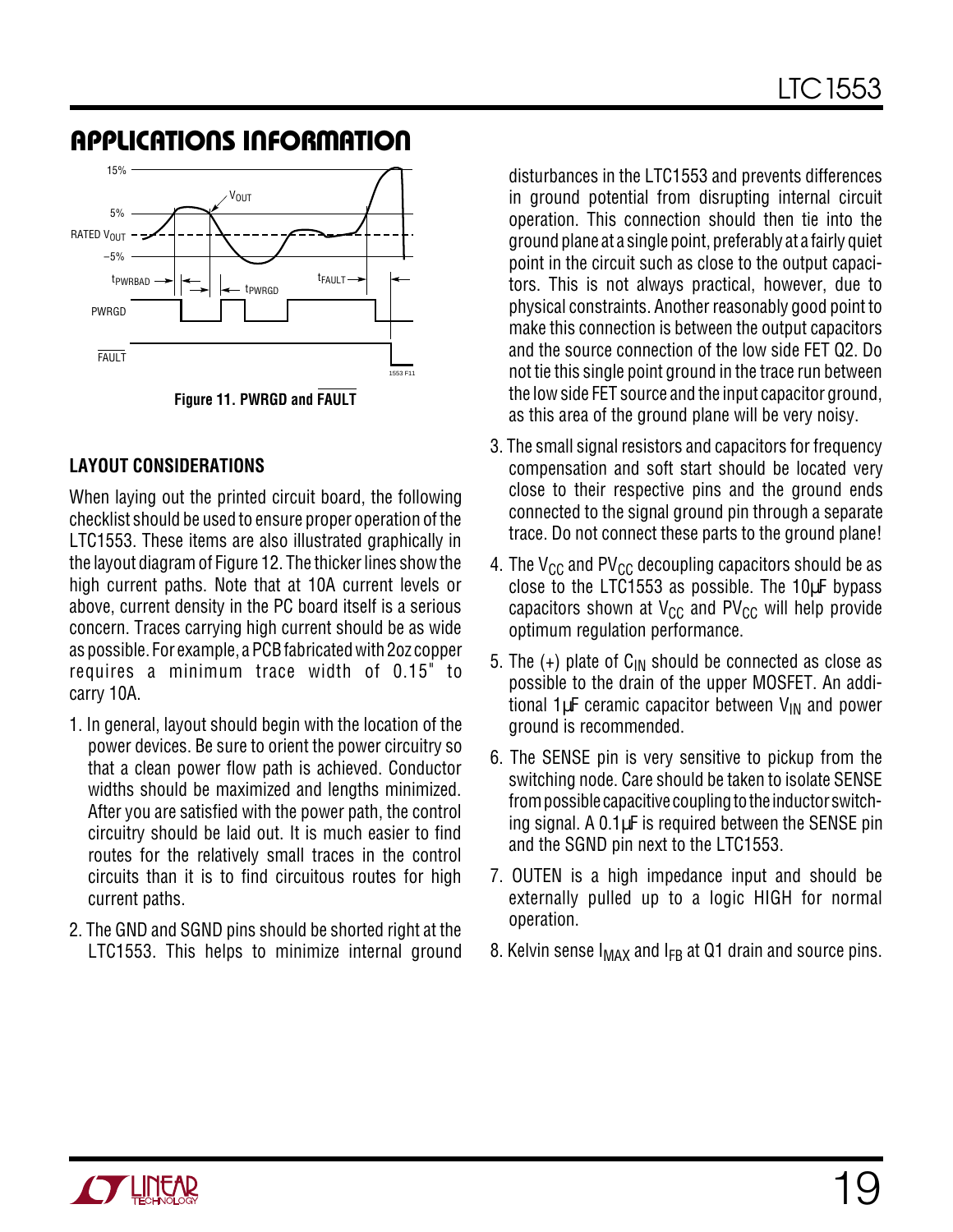## APPLICATIONS INFORMATION

Figure 11. PWRGD and $\overline{FAULT}$

### LAYOUT CONSIDERATIONS

When laying out the printed circuit board, the following checklist should be used to ensure proper operation of the LTC1553. These items are also illustrated graphically in the layout diagram of Figure 12. The thicker lines show the high current paths. Note that at 10A current levels or above, current density in the PC board itself is a serious concern. Traces carrying high current should be as wide as possible. For example, a PCB fabricated with 2oz copper requires a minimum trace width of 0.15" to carry 10A.

1. In general, layout should begin with the location of the power devices. Be sure to orient the power circuitry so that a clean power flow path is achieved. Conductor widths should be maximized and lengths minimized. After you are satisfied with the power path, the control circuitry should be laid out. It is much easier to find routes for the relatively small traces in the control circuits than it is to find circuitous routes for high current paths.
2. The GND and SGND pins should be shorted right at the LTC1553. This helps to minimize internal ground disturbances in the LTC1553 and prevents differences in ground potential from disrupting internal circuit operation. This connection should then tie into the ground plane at a single point, preferably at a fairly quiet point in the circuit such as close to the output capacitors. This is not always practical, however, due to physical constraints. Another reasonably good point to make this connection is between the output capacitors and the source connection of the low side FET Q2. Do not tie this single point ground in the trace run between the low side FET source and the input capacitor ground, as this area of the ground plane will be very noisy.
3. The small signal resistors and capacitors for frequency compensation and soft start should be located very close to their respective pins and the ground ends connected to the signal ground pin through a separate trace. Do not connect these parts to the ground plane!
4. The $V_{CC}$ and $PV_{CC}$ decoupling capacitors should be as close to the LTC1553 as possible. The 10µF bypass capacitors shown at $V_{CC}$ and $PV_{CC}$ will help provide optimum regulation performance.
5. The (+) plate of $C_{IN}$ should be connected as close as possible to the drain of the upper MOSFET. An additional 1µF ceramic capacitor between $V_{IN}$ and power ground is recommended.
6. The SENSE pin is very sensitive to pickup from the switching node. Care should be taken to isolate SENSE from possible capacitive coupling to the inductor switching signal. A 0.1µF is required between the SENSE pin and the SGND pin next to the LTC1553.
7. OUTEN is a high impedance input and should be externally pulled up to a logic HIGH for normal operation.
8. Kelvin sense $I_{MAX}$ and $I_{FB}$ at Q1 drain and source pins.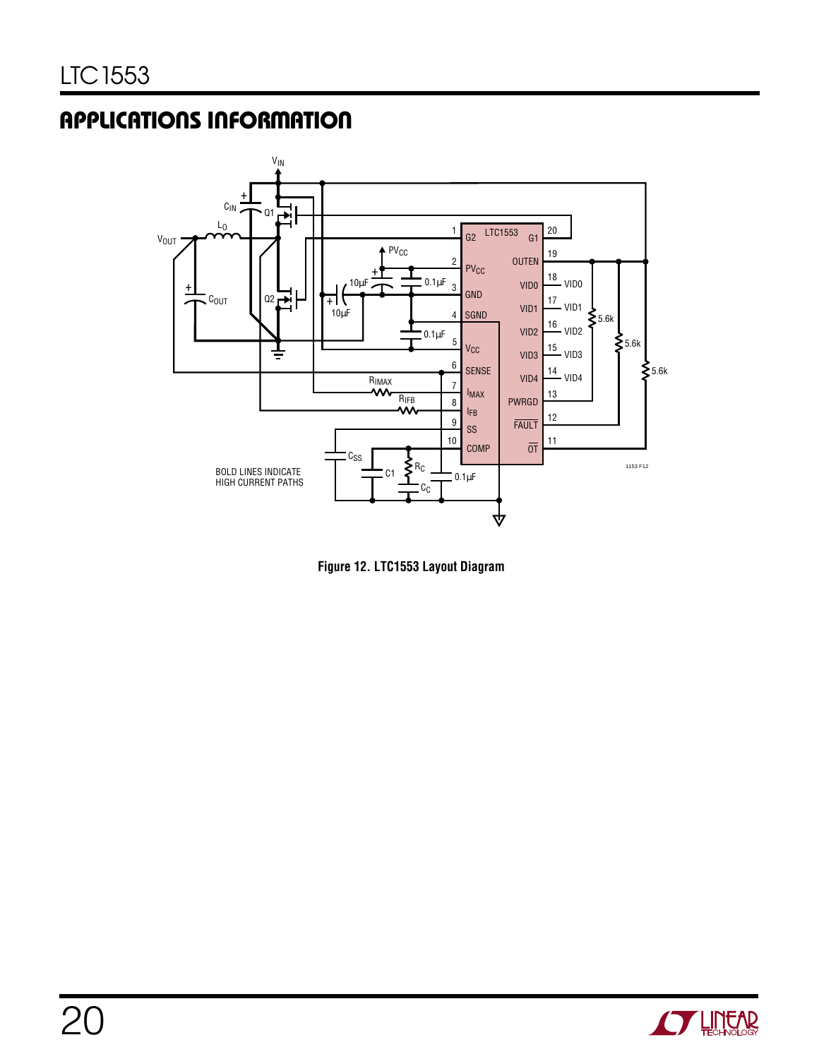## APPLICATIONS INFORMATION

BOLD LINES INDICATE HIGH CURRENT PATHS

**Figure 12. LTC1553 Layout Diagram**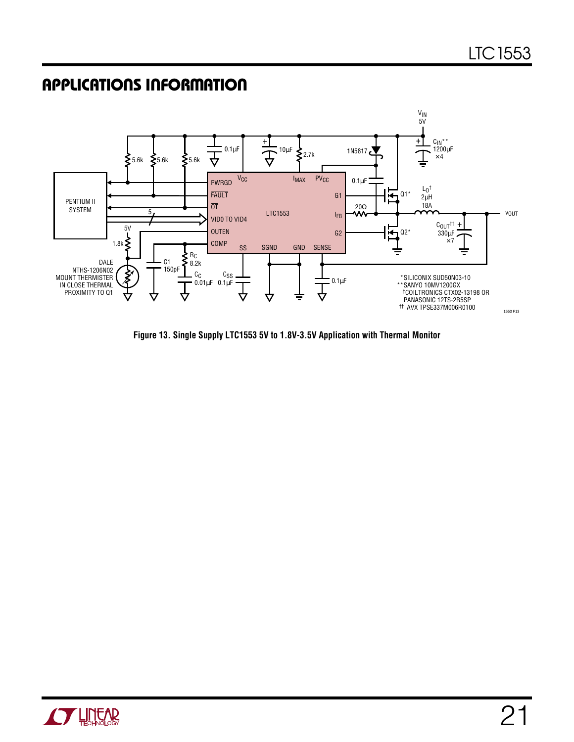## APPLICATIONS INFORMATION

*SILICONIX SUD50N03-10
**SANYO 10MV1200GX
†COILTRONICS CTX02-13198 OR PANASONIC 12TS-2R5SP
†† AVX TPSE337M006R0100

**Figure 13. Single Supply LTC1553 5V to 1.8V-3.5V Application with Thermal Monitor**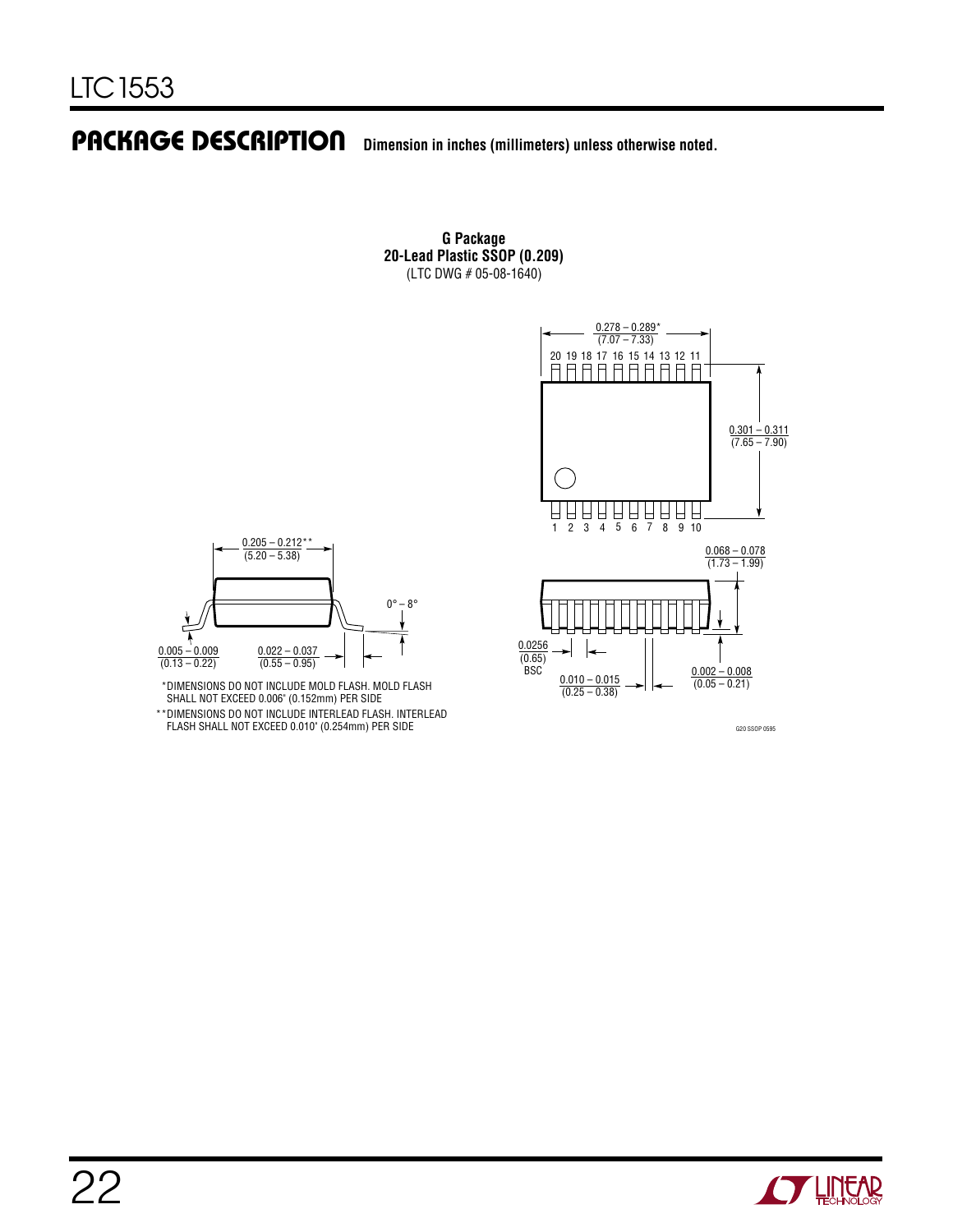## PACKAGE DESCRIPTION

Dimension in inches (millimeters) unless otherwise noted.

**G Package**
**20-Lead Plastic SSOP (0.209)**
(LTC DWG # 05-08-1640)

0.278 – 0.289*
(7.07 – 7.33)

20 19 18 17 16 15 14 13 12 11

0.301 – 0.311
(7.65 – 7.90)

1 2 3 4 5 6 7 8 9 10

0.068 – 0.078
(1.73 – 1.99)

0.205 – 0.212**
(5.20 – 5.38)

0° – 8°

0.005 – 0.009
(0.13 – 0.22)

0.022 – 0.037
(0.55 – 0.95)

0.0256
(0.65)
BSC

0.010 – 0.015
(0.25 – 0.38)

0.002 – 0.008
(0.05 – 0.21)

*DIMENSIONS DO NOT INCLUDE MOLD FLASH. MOLD FLASH SHALL NOT EXCEED 0.006" (0.152mm) PER SIDE

**DIMENSIONS DO NOT INCLUDE INTERLEAD FLASH. INTERLEAD FLASH SHALL NOT EXCEED 0.010" (0.254mm) PER SIDE

G20 SSOP 0595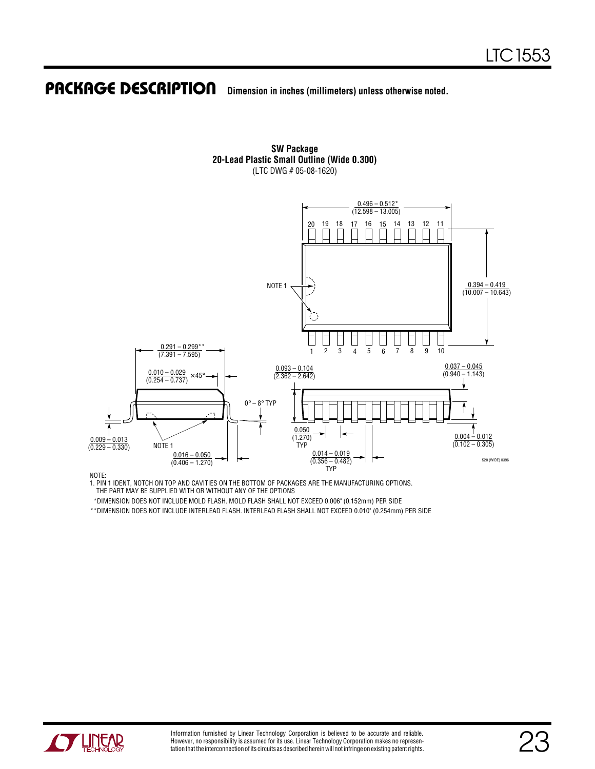## PACKAGE DESCRIPTION

**Dimension in inches (millimeters) unless otherwise noted.**

**SW Package**
**20-Lead Plastic Small Outline (Wide 0.300)**
(LTC DWG # 05-08-1620)

0.496 – 0.512*
(12.598 – 13.005)

20 19 18 17 16 15 14 13 12 11

NOTE 1

0.394 – 0.419
(10.007 – 10.643)

1 2 3 4 5 6 7 8 9 10

0.291 – 0.299**
(7.391 – 7.595)

0.010 – 0.029
(0.254 – 0.737) ×45°

0° – 8° TYP

0.093 – 0.104
(2.362 – 2.642)

0.037 – 0.045
(0.940 – 1.143)

0.009 – 0.013
(0.229 – 0.330)

NOTE 1

0.016 – 0.050
(0.406 – 1.270)

0.050
(1.270)
TYP

0.014 – 0.019
(0.356 – 0.482)
TYP

0.004 – 0.012
(0.102 – 0.305)

S20 (WIDE) 0396

NOTE:
1. PIN 1 IDENT, NOTCH ON TOP AND CAVITIES ON THE BOTTOM OF PACKAGES ARE THE MANUFACTURING OPTIONS. THE PART MAY BE SUPPLIED WITH OR WITHOUT ANY OF THE OPTIONS

*DIMENSION DOES NOT INCLUDE MOLD FLASH. MOLD FLASH SHALL NOT EXCEED 0.006" (0.152mm) PER SIDE

**DIMENSION DOES NOT INCLUDE INTERLEAD FLASH. INTERLEAD FLASH SHALL NOT EXCEED 0.010" (0.254mm) PER SIDE

Information furnished by Linear Technology Corporation is believed to be accurate and reliable. However, no responsibility is assumed for its use. Linear Technology Corporation makes no representation that the interconnection of its circuits as described herein will not infringe on existing patent rights.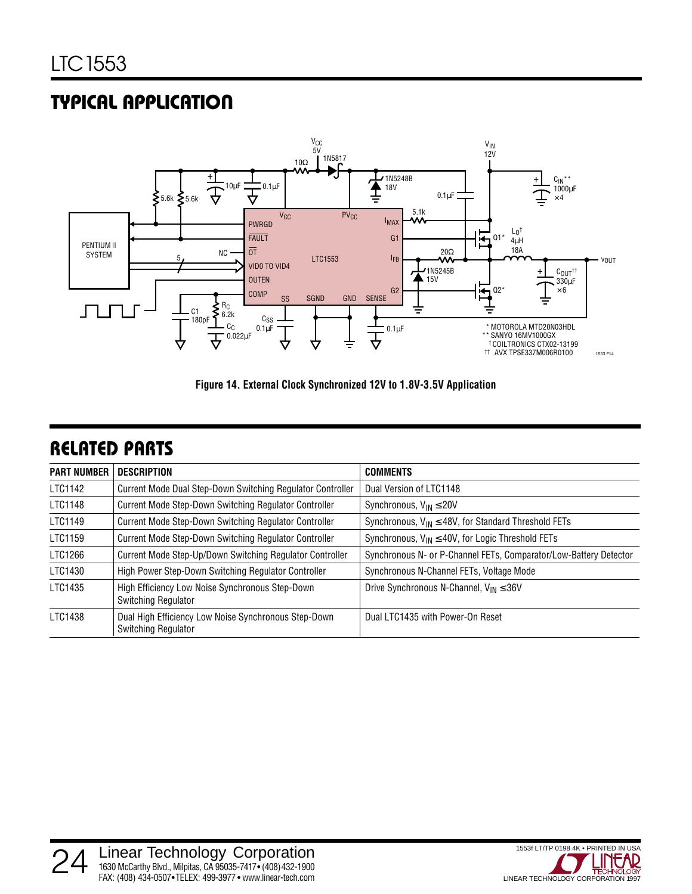## TYPICAL APPLICATION

Figure 14. External Clock Synchronized 12V to 1.8V-3.5V Application

## RELATED PARTS

| PART NUMBER | DESCRIPTION | COMMENTS |
|---|---|---|
| LTC1142 | Current Mode Dual Step-Down Switching Regulator Controller | Dual Version of LTC1148 |
| LTC1148 | Current Mode Step-Down Switching Regulator Controller | Synchronous, $V_{IN} \leq 20V$ |
| LTC1149 | Current Mode Step-Down Switching Regulator Controller | Synchronous, $V_{IN} \leq 48V$, for Standard Threshold FETs |
| LTC1159 | Current Mode Step-Down Switching Regulator Controller | Synchronous, $V_{IN} \leq 40V$, for Logic Threshold FETs |
| LTC1266 | Current Mode Step-Up/Down Switching Regulator Controller | Synchronous N- or P-Channel FETs, Comparator/Low-Battery Detector |
| LTC1430 | High Power Step-Down Switching Regulator Controller | Synchronous N-Channel FETs, Voltage Mode |
| LTC1435 | High Efficiency Low Noise Synchronous Step-Down Switching Regulator | Drive Synchronous N-Channel, $V_{IN} \leq 36V$ |
| LTC1438 | Dual High Efficiency Low Noise Synchronous Step-Down Switching Regulator | Dual LTC1435 with Power-On Reset |

Linear Technology Corporation
1630 McCarthy Blvd., Milpitas, CA 95035-7417 • (408) 432-1900
FAX: (408) 434-0507 • TELEX: 499-3977 • www.linear-tech.com

1553f LT/TP 0198 4K • PRINTED IN USA
© LINEAR TECHNOLOGY CORPORATION 1997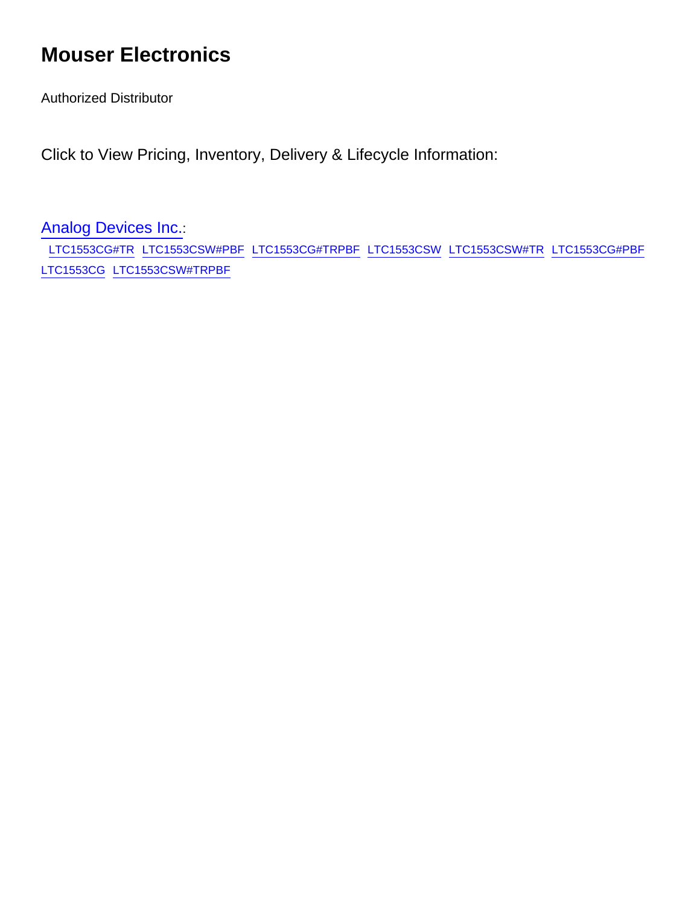# Mouser Electronics

Authorized Distributor

Click to View Pricing, Inventory, Delivery & Lifecycle Information:

Analog Devices Inc.:

LTC1553CG#TR LTC1553CSW#PBF LTC1553CG#TRPBF LTC1553CSW LTC1553CSW#TR LTC1553CG#PBF LTC1553CG LTC1553CSW#TRPBF